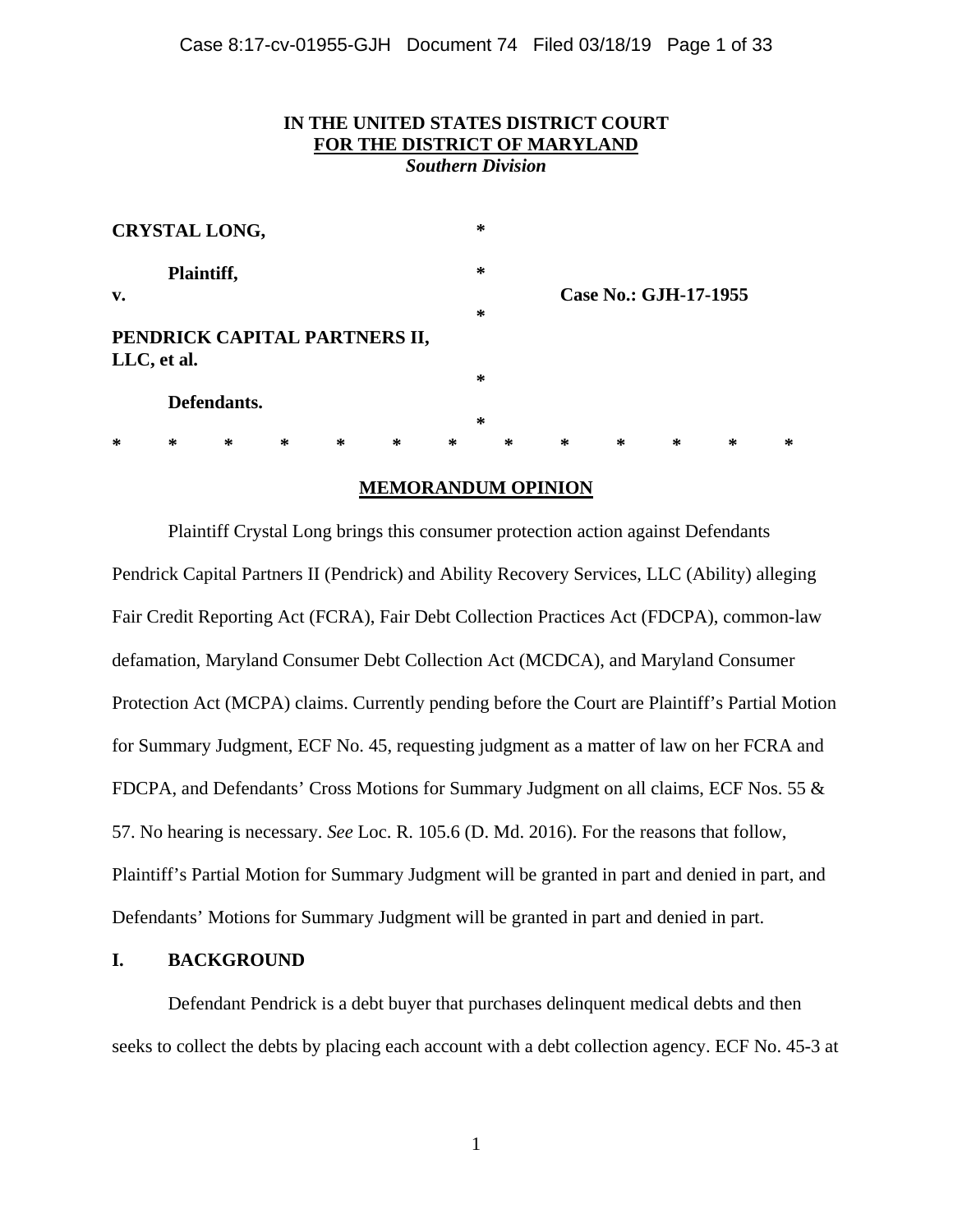**IN THE UNITED STATES DISTRICT COURT**
**FOR THE DISTRICT OF MARYLAND**
***Southern Division***

| | | |
|---|---|---|
| **CRYSTAL LONG,** | * | |
| **Plaintiff,** | * | |
| **v.** | * | **Case No.: GJH-17-1955** |
| **PENDRICK CAPITAL PARTNERS II, LLC, et al.** | * | |
| **Defendants.** | * | |

\* \* \* \* \* \* \* \* \* \* \* \* \*

## MEMORANDUM OPINION

Plaintiff Crystal Long brings this consumer protection action against Defendants Pendrick Capital Partners II (Pendrick) and Ability Recovery Services, LLC (Ability) alleging Fair Credit Reporting Act (FCRA), Fair Debt Collection Practices Act (FDCPA), common-law defamation, Maryland Consumer Debt Collection Act (MCDCA), and Maryland Consumer Protection Act (MCPA) claims. Currently pending before the Court are Plaintiff's Partial Motion for Summary Judgment, ECF No. 45, requesting judgment as a matter of law on her FCRA and FDCPA, and Defendants' Cross Motions for Summary Judgment on all claims, ECF Nos. 55 & 57. No hearing is necessary. *See* Loc. R. 105.6 (D. Md. 2016). For the reasons that follow, Plaintiff's Partial Motion for Summary Judgment will be granted in part and denied in part, and Defendants' Motions for Summary Judgment will be granted in part and denied in part.

## I. BACKGROUND

Defendant Pendrick is a debt buyer that purchases delinquent medical debts and then seeks to collect the debts by placing each account with a debt collection agency. ECF No. 45-3 at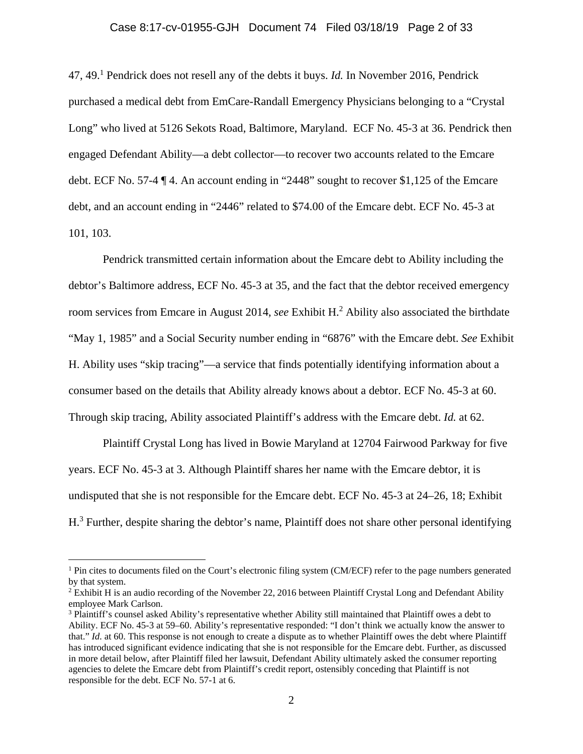47, 49.[1] Pendrick does not resell any of the debts it buys. *Id.* In November 2016, Pendrick purchased a medical debt from EmCare-Randall Emergency Physicians belonging to a "Crystal Long" who lived at 5126 Sekots Road, Baltimore, Maryland. ECF No. 45-3 at 36. Pendrick then engaged Defendant Ability—a debt collector—to recover two accounts related to the Emcare debt. ECF No. 57-4 ¶ 4. An account ending in "2448" sought to recover $1,125 of the Emcare debt, and an account ending in "2446" related to $74.00 of the Emcare debt. ECF No. 45-3 at 101, 103.

Pendrick transmitted certain information about the Emcare debt to Ability including the debtor's Baltimore address, ECF No. 45-3 at 35, and the fact that the debtor received emergency room services from Emcare in August 2014, *see* Exhibit H.[2] Ability also associated the birthdate "May 1, 1985" and a Social Security number ending in "6876" with the Emcare debt. *See* Exhibit H. Ability uses "skip tracing"—a service that finds potentially identifying information about a consumer based on the details that Ability already knows about a debtor. ECF No. 45-3 at 60. Through skip tracing, Ability associated Plaintiff's address with the Emcare debt. *Id.* at 62.

Plaintiff Crystal Long has lived in Bowie Maryland at 12704 Fairwood Parkway for five years. ECF No. 45-3 at 3. Although Plaintiff shares her name with the Emcare debtor, it is undisputed that she is not responsible for the Emcare debt. ECF No. 45-3 at 24–26, 18; Exhibit H.[3] Further, despite sharing the debtor's name, Plaintiff does not share other personal identifying

---

[1] Pin cites to documents filed on the Court's electronic filing system (CM/ECF) refer to the page numbers generated by that system.

[2] Exhibit H is an audio recording of the November 22, 2016 between Plaintiff Crystal Long and Defendant Ability employee Mark Carlson.

[3] Plaintiff's counsel asked Ability's representative whether Ability still maintained that Plaintiff owes a debt to Ability. ECF No. 45-3 at 59–60. Ability's representative responded: "I don't think we actually know the answer to that." *Id.* at 60. This response is not enough to create a dispute as to whether Plaintiff owes the debt where Plaintiff has introduced significant evidence indicating that she is not responsible for the Emcare debt. Further, as discussed in more detail below, after Plaintiff filed her lawsuit, Defendant Ability ultimately asked the consumer reporting agencies to delete the Emcare debt from Plaintiff's credit report, ostensibly conceding that Plaintiff is not responsible for the debt. ECF No. 57-1 at 6.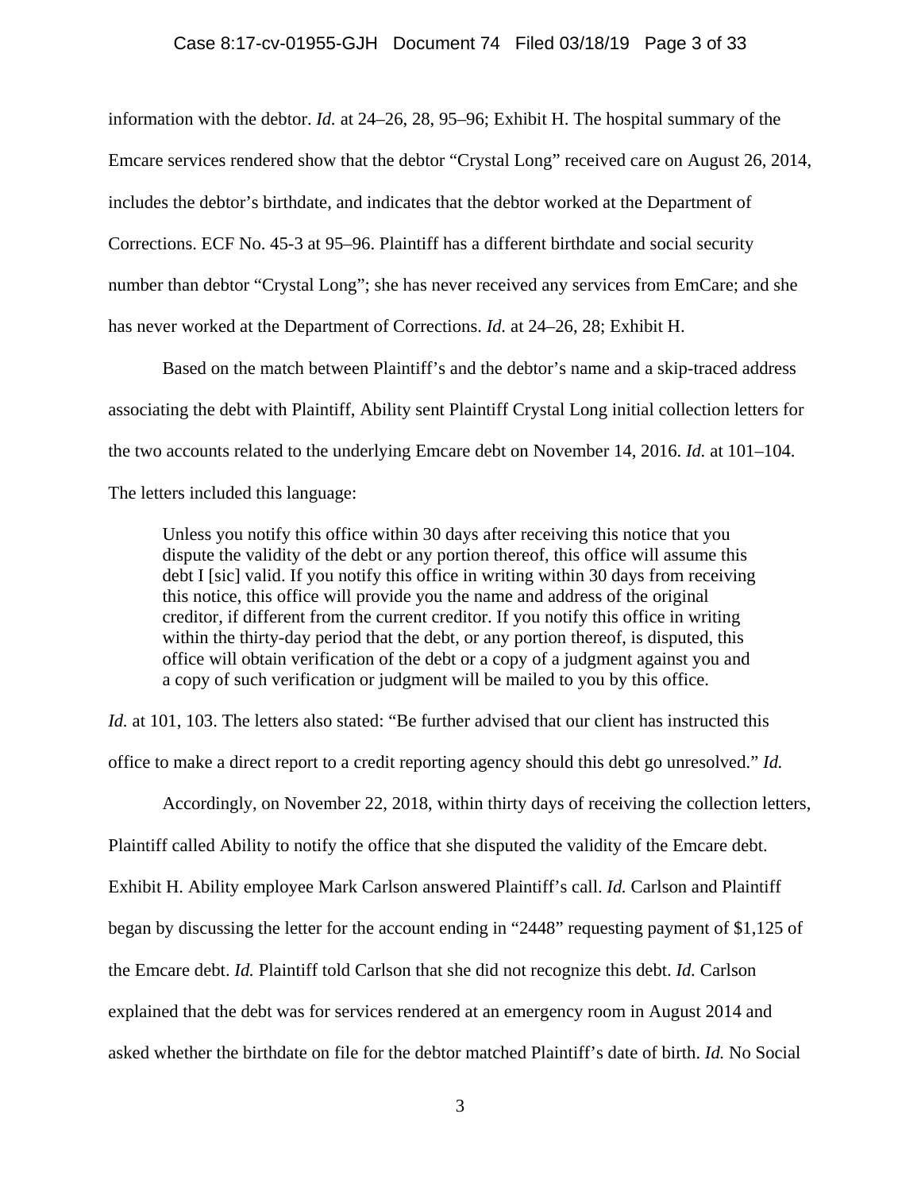information with the debtor. *Id.* at 24–26, 28, 95–96; Exhibit H. The hospital summary of the Emcare services rendered show that the debtor "Crystal Long" received care on August 26, 2014, includes the debtor's birthdate, and indicates that the debtor worked at the Department of Corrections. ECF No. 45-3 at 95–96. Plaintiff has a different birthdate and social security number than debtor "Crystal Long"; she has never received any services from EmCare; and she has never worked at the Department of Corrections. *Id.* at 24–26, 28; Exhibit H.

Based on the match between Plaintiff's and the debtor's name and a skip-traced address associating the debt with Plaintiff, Ability sent Plaintiff Crystal Long initial collection letters for the two accounts related to the underlying Emcare debt on November 14, 2016. *Id.* at 101–104. The letters included this language:

> Unless you notify this office within 30 days after receiving this notice that you dispute the validity of the debt or any portion thereof, this office will assume this debt I [sic] valid. If you notify this office in writing within 30 days from receiving this notice, this office will provide you the name and address of the original creditor, if different from the current creditor. If you notify this office in writing within the thirty-day period that the debt, or any portion thereof, is disputed, this office will obtain verification of the debt or a copy of a judgment against you and a copy of such verification or judgment will be mailed to you by this office.

*Id.* at 101, 103. The letters also stated: "Be further advised that our client has instructed this office to make a direct report to a credit reporting agency should this debt go unresolved." *Id.*

Accordingly, on November 22, 2018, within thirty days of receiving the collection letters, Plaintiff called Ability to notify the office that she disputed the validity of the Emcare debt. Exhibit H. Ability employee Mark Carlson answered Plaintiff's call. *Id.* Carlson and Plaintiff began by discussing the letter for the account ending in "2448" requesting payment of $1,125 of the Emcare debt. *Id.* Plaintiff told Carlson that she did not recognize this debt. *Id.* Carlson explained that the debt was for services rendered at an emergency room in August 2014 and asked whether the birthdate on file for the debtor matched Plaintiff's date of birth. *Id.* No Social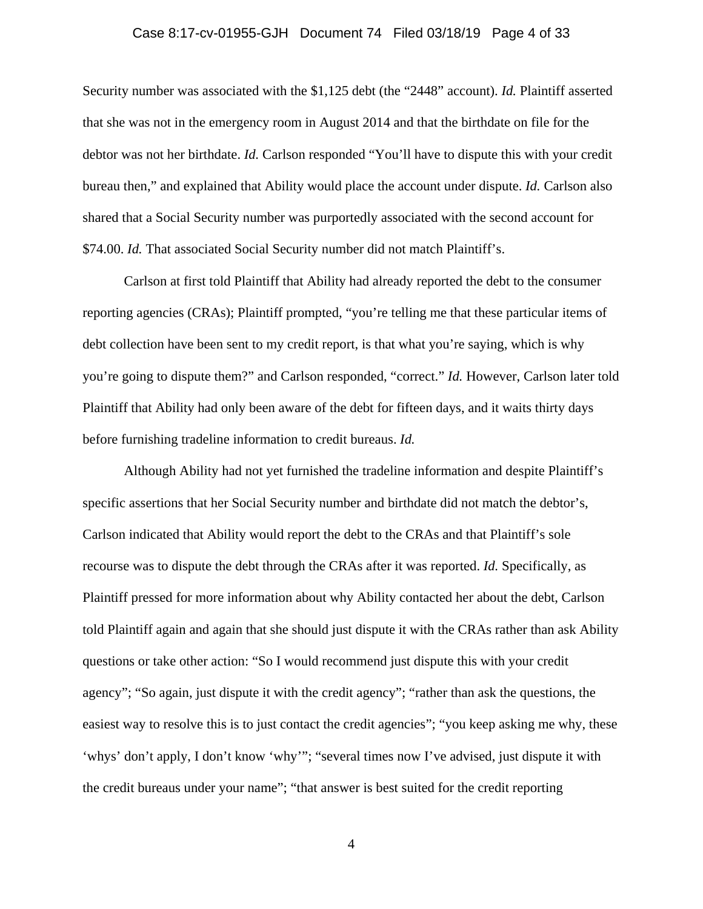Security number was associated with the $1,125 debt (the "2448" account). *Id.* Plaintiff asserted that she was not in the emergency room in August 2014 and that the birthdate on file for the debtor was not her birthdate. *Id.* Carlson responded "You'll have to dispute this with your credit bureau then," and explained that Ability would place the account under dispute. *Id.* Carlson also shared that a Social Security number was purportedly associated with the second account for $74.00. *Id.* That associated Social Security number did not match Plaintiff's.

Carlson at first told Plaintiff that Ability had already reported the debt to the consumer reporting agencies (CRAs); Plaintiff prompted, "you're telling me that these particular items of debt collection have been sent to my credit report, is that what you're saying, which is why you're going to dispute them?" and Carlson responded, "correct." *Id.* However, Carlson later told Plaintiff that Ability had only been aware of the debt for fifteen days, and it waits thirty days before furnishing tradeline information to credit bureaus. *Id.*

Although Ability had not yet furnished the tradeline information and despite Plaintiff's specific assertions that her Social Security number and birthdate did not match the debtor's, Carlson indicated that Ability would report the debt to the CRAs and that Plaintiff's sole recourse was to dispute the debt through the CRAs after it was reported. *Id.* Specifically, as Plaintiff pressed for more information about why Ability contacted her about the debt, Carlson told Plaintiff again and again that she should just dispute it with the CRAs rather than ask Ability questions or take other action: "So I would recommend just dispute this with your credit agency"; "So again, just dispute it with the credit agency"; "rather than ask the questions, the easiest way to resolve this is to just contact the credit agencies"; "you keep asking me why, these 'whys' don't apply, I don't know 'why'"; "several times now I've advised, just dispute it with the credit bureaus under your name"; "that answer is best suited for the credit reporting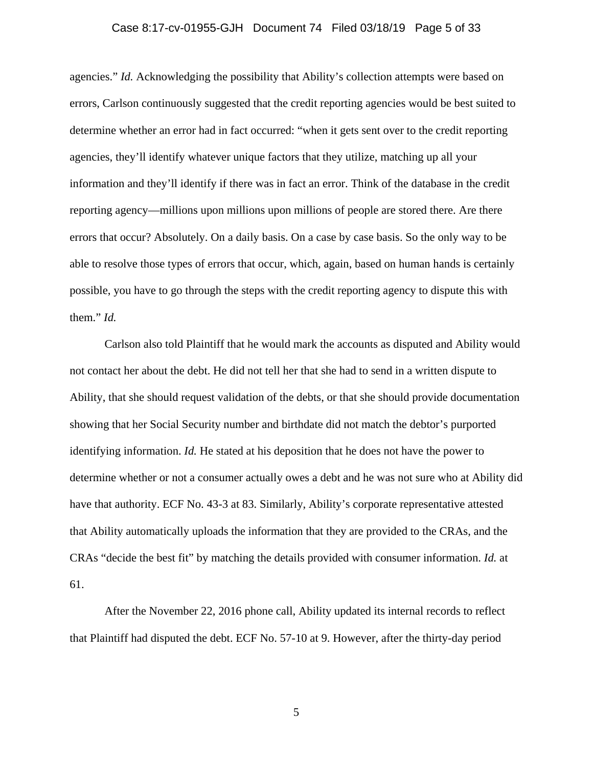agencies." *Id.* Acknowledging the possibility that Ability's collection attempts were based on errors, Carlson continuously suggested that the credit reporting agencies would be best suited to determine whether an error had in fact occurred: "when it gets sent over to the credit reporting agencies, they'll identify whatever unique factors that they utilize, matching up all your information and they'll identify if there was in fact an error. Think of the database in the credit reporting agency—millions upon millions upon millions of people are stored there. Are there errors that occur? Absolutely. On a daily basis. On a case by case basis. So the only way to be able to resolve those types of errors that occur, which, again, based on human hands is certainly possible, you have to go through the steps with the credit reporting agency to dispute this with them." *Id.*

Carlson also told Plaintiff that he would mark the accounts as disputed and Ability would not contact her about the debt. He did not tell her that she had to send in a written dispute to Ability, that she should request validation of the debts, or that she should provide documentation showing that her Social Security number and birthdate did not match the debtor's purported identifying information. *Id.* He stated at his deposition that he does not have the power to determine whether or not a consumer actually owes a debt and he was not sure who at Ability did have that authority. ECF No. 43-3 at 83. Similarly, Ability's corporate representative attested that Ability automatically uploads the information that they are provided to the CRAs, and the CRAs "decide the best fit" by matching the details provided with consumer information. *Id.* at 61.

After the November 22, 2016 phone call, Ability updated its internal records to reflect that Plaintiff had disputed the debt. ECF No. 57-10 at 9. However, after the thirty-day period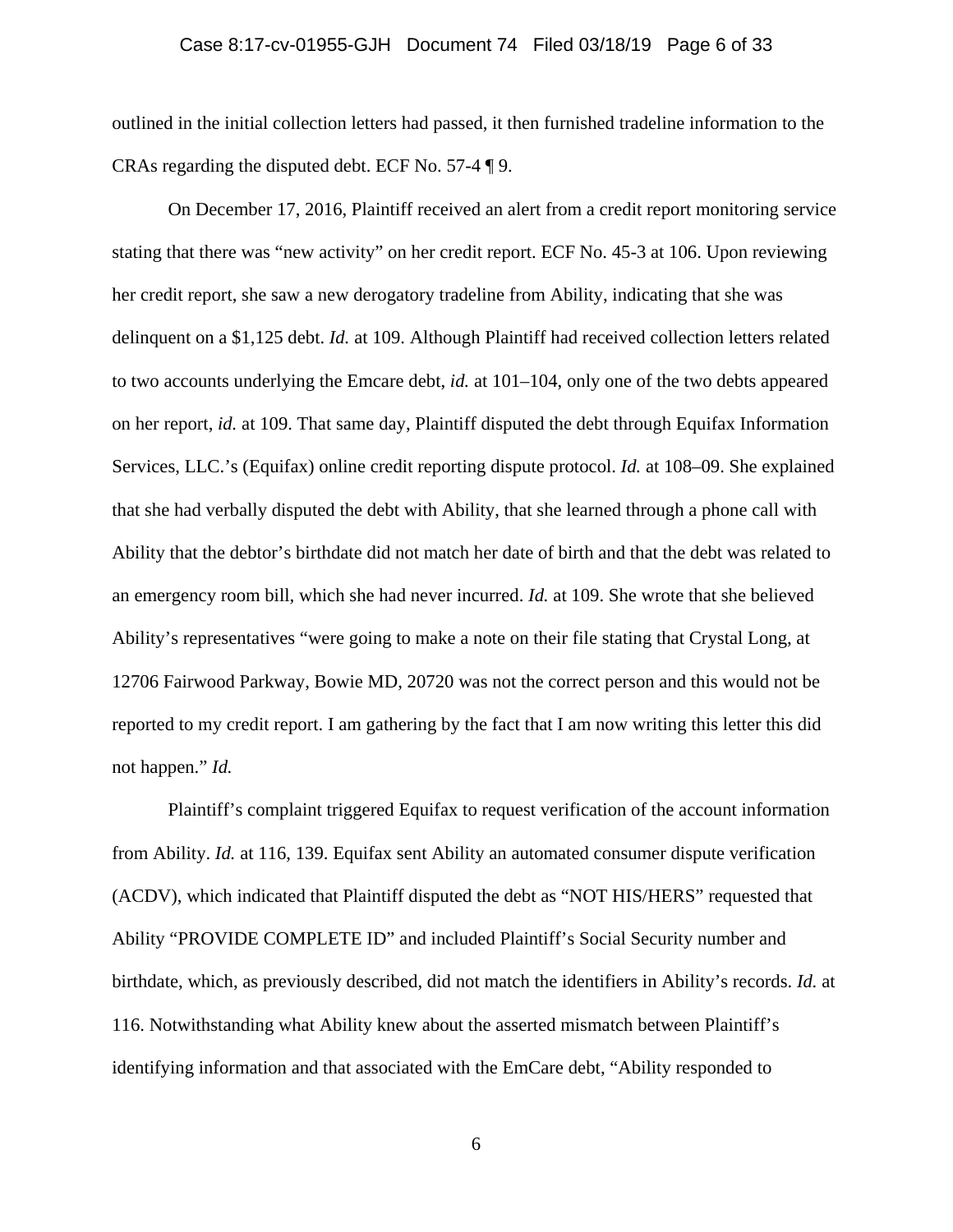outlined in the initial collection letters had passed, it then furnished tradeline information to the CRAs regarding the disputed debt. ECF No. 57-4 ¶ 9.

On December 17, 2016, Plaintiff received an alert from a credit report monitoring service stating that there was "new activity" on her credit report. ECF No. 45-3 at 106. Upon reviewing her credit report, she saw a new derogatory tradeline from Ability, indicating that she was delinquent on a $1,125 debt. *Id.* at 109. Although Plaintiff had received collection letters related to two accounts underlying the Emcare debt, *id.* at 101–104, only one of the two debts appeared on her report, *id.* at 109. That same day, Plaintiff disputed the debt through Equifax Information Services, LLC.'s (Equifax) online credit reporting dispute protocol. *Id.* at 108–09. She explained that she had verbally disputed the debt with Ability, that she learned through a phone call with Ability that the debtor's birthdate did not match her date of birth and that the debt was related to an emergency room bill, which she had never incurred. *Id.* at 109. She wrote that she believed Ability's representatives "were going to make a note on their file stating that Crystal Long, at 12706 Fairwood Parkway, Bowie MD, 20720 was not the correct person and this would not be reported to my credit report. I am gathering by the fact that I am now writing this letter this did not happen." *Id.*

Plaintiff's complaint triggered Equifax to request verification of the account information from Ability. *Id.* at 116, 139. Equifax sent Ability an automated consumer dispute verification (ACDV), which indicated that Plaintiff disputed the debt as "NOT HIS/HERS" requested that Ability "PROVIDE COMPLETE ID" and included Plaintiff's Social Security number and birthdate, which, as previously described, did not match the identifiers in Ability's records. *Id.* at 116. Notwithstanding what Ability knew about the asserted mismatch between Plaintiff's identifying information and that associated with the EmCare debt, "Ability responded to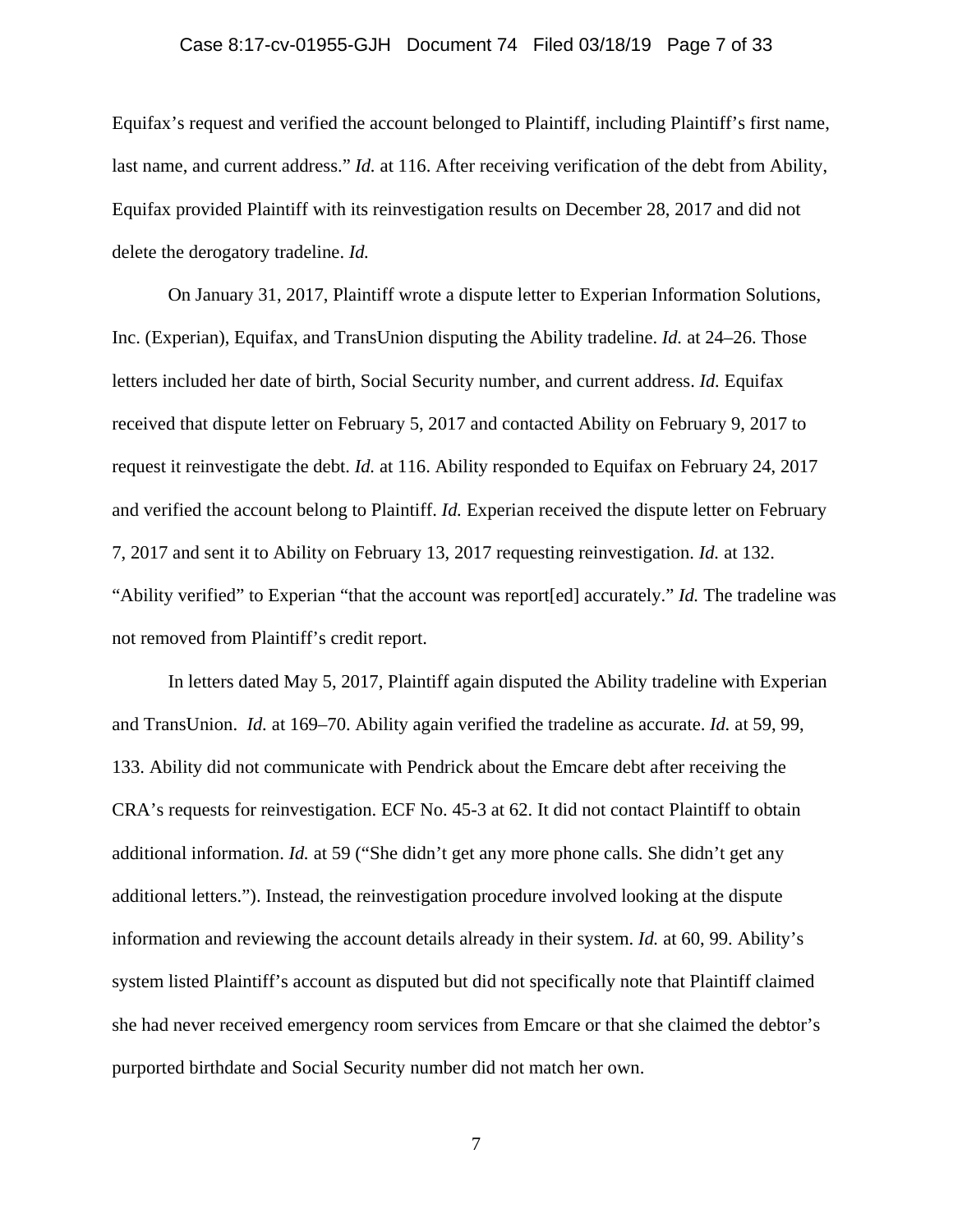Equifax's request and verified the account belonged to Plaintiff, including Plaintiff's first name, last name, and current address." *Id.* at 116. After receiving verification of the debt from Ability, Equifax provided Plaintiff with its reinvestigation results on December 28, 2017 and did not delete the derogatory tradeline. *Id.*

On January 31, 2017, Plaintiff wrote a dispute letter to Experian Information Solutions, Inc. (Experian), Equifax, and TransUnion disputing the Ability tradeline. *Id.* at 24–26. Those letters included her date of birth, Social Security number, and current address. *Id.* Equifax received that dispute letter on February 5, 2017 and contacted Ability on February 9, 2017 to request it reinvestigate the debt. *Id.* at 116. Ability responded to Equifax on February 24, 2017 and verified the account belong to Plaintiff. *Id.* Experian received the dispute letter on February 7, 2017 and sent it to Ability on February 13, 2017 requesting reinvestigation. *Id.* at 132. "Ability verified" to Experian "that the account was report[ed] accurately." *Id.* The tradeline was not removed from Plaintiff's credit report.

In letters dated May 5, 2017, Plaintiff again disputed the Ability tradeline with Experian and TransUnion. *Id.* at 169–70. Ability again verified the tradeline as accurate. *Id.* at 59, 99, 133. Ability did not communicate with Pendrick about the Emcare debt after receiving the CRA's requests for reinvestigation. ECF No. 45-3 at 62. It did not contact Plaintiff to obtain additional information. *Id.* at 59 ("She didn't get any more phone calls. She didn't get any additional letters."). Instead, the reinvestigation procedure involved looking at the dispute information and reviewing the account details already in their system. *Id.* at 60, 99. Ability's system listed Plaintiff's account as disputed but did not specifically note that Plaintiff claimed she had never received emergency room services from Emcare or that she claimed the debtor's purported birthdate and Social Security number did not match her own.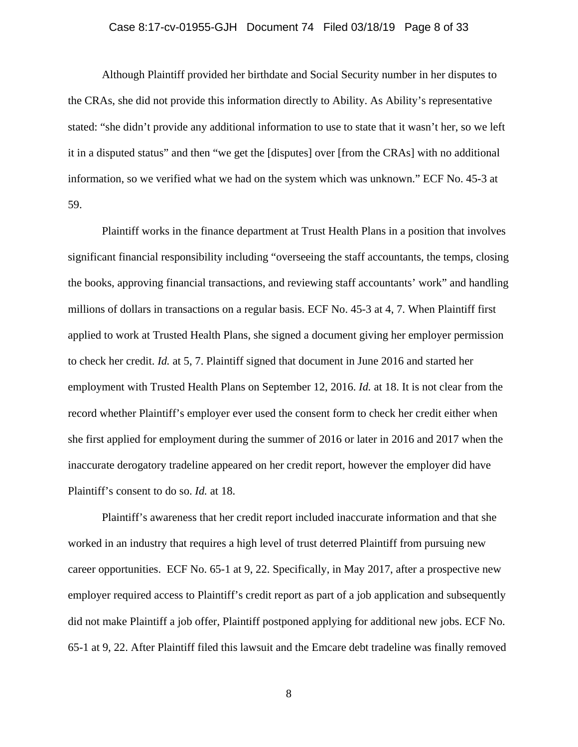Although Plaintiff provided her birthdate and Social Security number in her disputes to the CRAs, she did not provide this information directly to Ability. As Ability's representative stated: "she didn't provide any additional information to use to state that it wasn't her, so we left it in a disputed status" and then "we get the [disputes] over [from the CRAs] with no additional information, so we verified what we had on the system which was unknown." ECF No. 45-3 at 59.

Plaintiff works in the finance department at Trust Health Plans in a position that involves significant financial responsibility including "overseeing the staff accountants, the temps, closing the books, approving financial transactions, and reviewing staff accountants' work" and handling millions of dollars in transactions on a regular basis. ECF No. 45-3 at 4, 7. When Plaintiff first applied to work at Trusted Health Plans, she signed a document giving her employer permission to check her credit. *Id.* at 5, 7. Plaintiff signed that document in June 2016 and started her employment with Trusted Health Plans on September 12, 2016. *Id.* at 18. It is not clear from the record whether Plaintiff's employer ever used the consent form to check her credit either when she first applied for employment during the summer of 2016 or later in 2016 and 2017 when the inaccurate derogatory tradeline appeared on her credit report, however the employer did have Plaintiff's consent to do so. *Id.* at 18.

Plaintiff's awareness that her credit report included inaccurate information and that she worked in an industry that requires a high level of trust deterred Plaintiff from pursuing new career opportunities. ECF No. 65-1 at 9, 22. Specifically, in May 2017, after a prospective new employer required access to Plaintiff's credit report as part of a job application and subsequently did not make Plaintiff a job offer, Plaintiff postponed applying for additional new jobs. ECF No. 65-1 at 9, 22. After Plaintiff filed this lawsuit and the Emcare debt tradeline was finally removed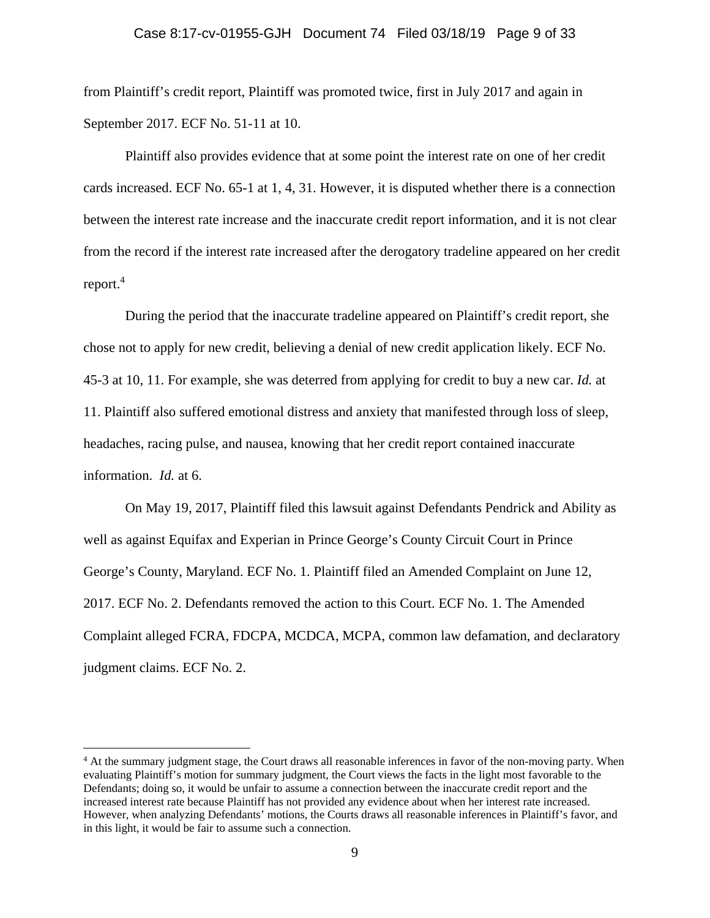from Plaintiff's credit report, Plaintiff was promoted twice, first in July 2017 and again in September 2017. ECF No. 51-11 at 10.

Plaintiff also provides evidence that at some point the interest rate on one of her credit cards increased. ECF No. 65-1 at 1, 4, 31. However, it is disputed whether there is a connection between the interest rate increase and the inaccurate credit report information, and it is not clear from the record if the interest rate increased after the derogatory tradeline appeared on her credit report.[4]

During the period that the inaccurate tradeline appeared on Plaintiff's credit report, she chose not to apply for new credit, believing a denial of new credit application likely. ECF No. 45-3 at 10, 11. For example, she was deterred from applying for credit to buy a new car. *Id.* at 11. Plaintiff also suffered emotional distress and anxiety that manifested through loss of sleep, headaches, racing pulse, and nausea, knowing that her credit report contained inaccurate information. *Id.* at 6.

On May 19, 2017, Plaintiff filed this lawsuit against Defendants Pendrick and Ability as well as against Equifax and Experian in Prince George's County Circuit Court in Prince George's County, Maryland. ECF No. 1. Plaintiff filed an Amended Complaint on June 12, 2017. ECF No. 2. Defendants removed the action to this Court. ECF No. 1. The Amended Complaint alleged FCRA, FDCPA, MCDCA, MCPA, common law defamation, and declaratory judgment claims. ECF No. 2.

---

[4] At the summary judgment stage, the Court draws all reasonable inferences in favor of the non-moving party. When evaluating Plaintiff's motion for summary judgment, the Court views the facts in the light most favorable to the Defendants; doing so, it would be unfair to assume a connection between the inaccurate credit report and the increased interest rate because Plaintiff has not provided any evidence about when her interest rate increased. However, when analyzing Defendants' motions, the Courts draws all reasonable inferences in Plaintiff's favor, and in this light, it would be fair to assume such a connection.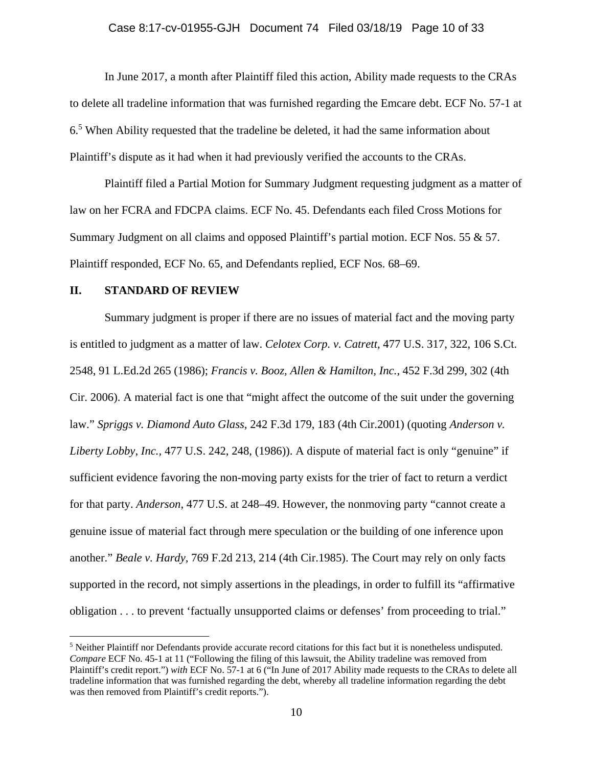In June 2017, a month after Plaintiff filed this action, Ability made requests to the CRAs to delete all tradeline information that was furnished regarding the Emcare debt. ECF No. 57-1 at 6.[5] When Ability requested that the tradeline be deleted, it had the same information about Plaintiff's dispute as it had when it had previously verified the accounts to the CRAs.

Plaintiff filed a Partial Motion for Summary Judgment requesting judgment as a matter of law on her FCRA and FDCPA claims. ECF No. 45. Defendants each filed Cross Motions for Summary Judgment on all claims and opposed Plaintiff's partial motion. ECF Nos. 55 & 57. Plaintiff responded, ECF No. 65, and Defendants replied, ECF Nos. 68–69.

## II. STANDARD OF REVIEW

Summary judgment is proper if there are no issues of material fact and the moving party is entitled to judgment as a matter of law. *Celotex Corp. v. Catrett,* 477 U.S. 317, 322, 106 S.Ct. 2548, 91 L.Ed.2d 265 (1986); *Francis v. Booz, Allen & Hamilton, Inc.,* 452 F.3d 299, 302 (4th Cir. 2006). A material fact is one that "might affect the outcome of the suit under the governing law." *Spriggs v. Diamond Auto Glass,* 242 F.3d 179, 183 (4th Cir.2001) (quoting *Anderson v. Liberty Lobby, Inc.,* 477 U.S. 242, 248, (1986)). A dispute of material fact is only "genuine" if sufficient evidence favoring the non-moving party exists for the trier of fact to return a verdict for that party. *Anderson,* 477 U.S. at 248–49. However, the nonmoving party "cannot create a genuine issue of material fact through mere speculation or the building of one inference upon another." *Beale v. Hardy,* 769 F.2d 213, 214 (4th Cir.1985). The Court may rely on only facts supported in the record, not simply assertions in the pleadings, in order to fulfill its "affirmative obligation . . . to prevent 'factually unsupported claims or defenses' from proceeding to trial."

---

[5] Neither Plaintiff nor Defendants provide accurate record citations for this fact but it is nonetheless undisputed. *Compare* ECF No. 45-1 at 11 ("Following the filing of this lawsuit, the Ability tradeline was removed from Plaintiff's credit report.") *with* ECF No. 57-1 at 6 ("In June of 2017 Ability made requests to the CRAs to delete all tradeline information that was furnished regarding the debt, whereby all tradeline information regarding the debt was then removed from Plaintiff's credit reports.").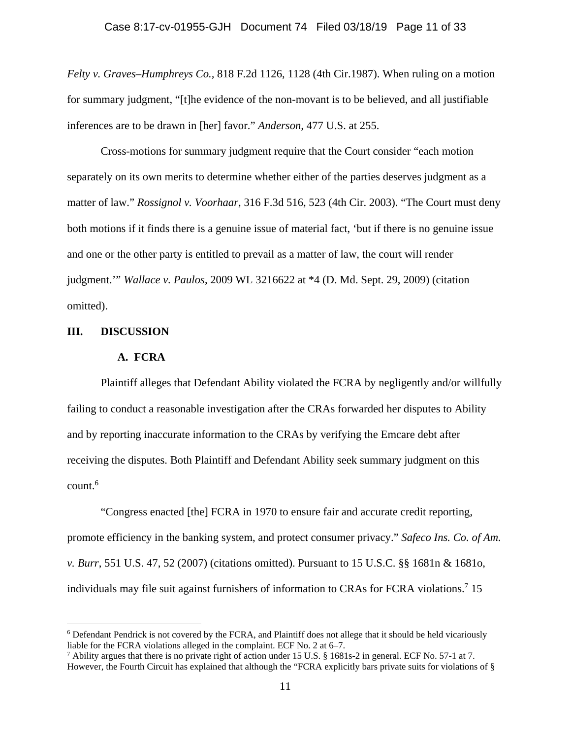*Felty v. Graves–Humphreys Co.*, 818 F.2d 1126, 1128 (4th Cir.1987). When ruling on a motion for summary judgment, "[t]he evidence of the non-movant is to be believed, and all justifiable inferences are to be drawn in [her] favor." *Anderson*, 477 U.S. at 255.

Cross-motions for summary judgment require that the Court consider "each motion separately on its own merits to determine whether either of the parties deserves judgment as a matter of law." *Rossignol v. Voorhaar*, 316 F.3d 516, 523 (4th Cir. 2003). "The Court must deny both motions if it finds there is a genuine issue of material fact, 'but if there is no genuine issue and one or the other party is entitled to prevail as a matter of law, the court will render judgment.'" *Wallace v. Paulos*, 2009 WL 3216622 at *4 (D. Md. Sept. 29, 2009) (citation omitted).

## III. DISCUSSION

### A. FCRA

Plaintiff alleges that Defendant Ability violated the FCRA by negligently and/or willfully failing to conduct a reasonable investigation after the CRAs forwarded her disputes to Ability and by reporting inaccurate information to the CRAs by verifying the Emcare debt after receiving the disputes. Both Plaintiff and Defendant Ability seek summary judgment on this count.[6]

"Congress enacted [the] FCRA in 1970 to ensure fair and accurate credit reporting, promote efficiency in the banking system, and protect consumer privacy." *Safeco Ins. Co. of Am. v. Burr*, 551 U.S. 47, 52 (2007) (citations omitted). Pursuant to 15 U.S.C. §§ 1681n & 1681o, individuals may file suit against furnishers of information to CRAs for FCRA violations.[7] 15

---

[6] Defendant Pendrick is not covered by the FCRA, and Plaintiff does not allege that it should be held vicariously liable for the FCRA violations alleged in the complaint. ECF No. 2 at 6–7.

[7] Ability argues that there is no private right of action under 15 U.S. § 1681s-2 in general. ECF No. 57-1 at 7. However, the Fourth Circuit has explained that although the "FCRA explicitly bars private suits for violations of §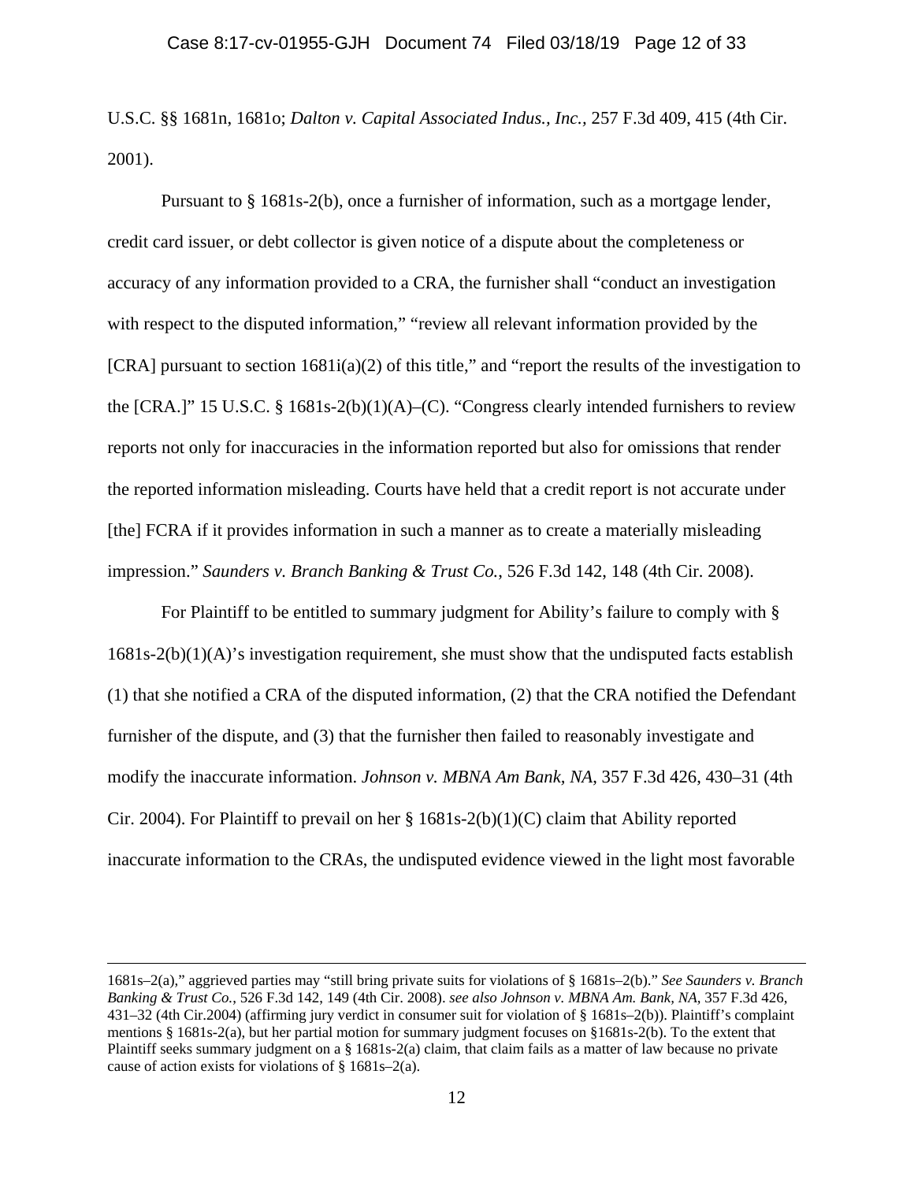U.S.C. §§ 1681n, 1681o; *Dalton v. Capital Associated Indus., Inc.*, 257 F.3d 409, 415 (4th Cir. 2001).

Pursuant to § 1681s-2(b), once a furnisher of information, such as a mortgage lender, credit card issuer, or debt collector is given notice of a dispute about the completeness or accuracy of any information provided to a CRA, the furnisher shall "conduct an investigation with respect to the disputed information," "review all relevant information provided by the [CRA] pursuant to section 1681i(a)(2) of this title," and "report the results of the investigation to the [CRA.]" 15 U.S.C. § 1681s-2(b)(1)(A)–(C). "Congress clearly intended furnishers to review reports not only for inaccuracies in the information reported but also for omissions that render the reported information misleading. Courts have held that a credit report is not accurate under [the] FCRA if it provides information in such a manner as to create a materially misleading impression." *Saunders v. Branch Banking & Trust Co.*, 526 F.3d 142, 148 (4th Cir. 2008).

For Plaintiff to be entitled to summary judgment for Ability's failure to comply with § 1681s-2(b)(1)(A)'s investigation requirement, she must show that the undisputed facts establish (1) that she notified a CRA of the disputed information, (2) that the CRA notified the Defendant furnisher of the dispute, and (3) that the furnisher then failed to reasonably investigate and modify the inaccurate information. *Johnson v. MBNA Am Bank, NA*, 357 F.3d 426, 430–31 (4th Cir. 2004). For Plaintiff to prevail on her § 1681s-2(b)(1)(C) claim that Ability reported inaccurate information to the CRAs, the undisputed evidence viewed in the light most favorable

---

1681s–2(a)," aggrieved parties may "still bring private suits for violations of § 1681s–2(b)." *See Saunders v. Branch Banking & Trust Co.*, 526 F.3d 142, 149 (4th Cir. 2008). *see also Johnson v. MBNA Am. Bank, NA*, 357 F.3d 426, 431–32 (4th Cir.2004) (affirming jury verdict in consumer suit for violation of § 1681s–2(b)). Plaintiff's complaint mentions § 1681s-2(a), but her partial motion for summary judgment focuses on §1681s-2(b). To the extent that Plaintiff seeks summary judgment on a § 1681s-2(a) claim, that claim fails as a matter of law because no private cause of action exists for violations of § 1681s–2(a).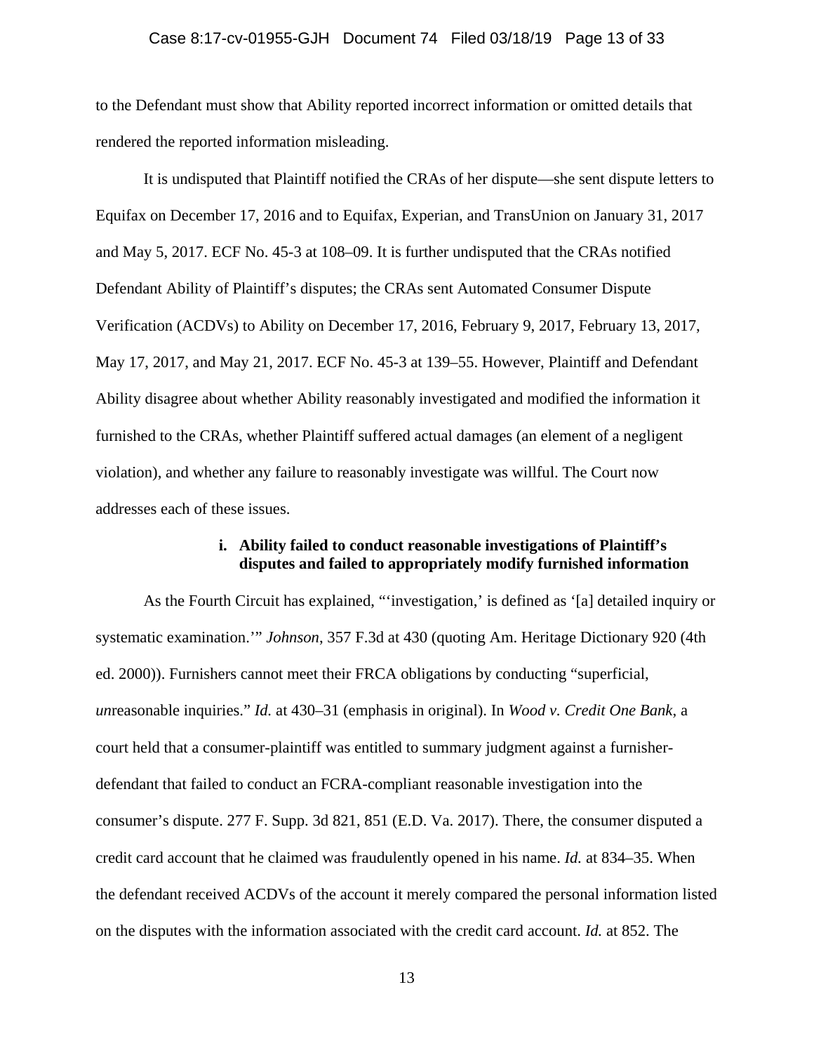to the Defendant must show that Ability reported incorrect information or omitted details that rendered the reported information misleading.

It is undisputed that Plaintiff notified the CRAs of her dispute—she sent dispute letters to Equifax on December 17, 2016 and to Equifax, Experian, and TransUnion on January 31, 2017 and May 5, 2017. ECF No. 45-3 at 108–09. It is further undisputed that the CRAs notified Defendant Ability of Plaintiff's disputes; the CRAs sent Automated Consumer Dispute Verification (ACDVs) to Ability on December 17, 2016, February 9, 2017, February 13, 2017, May 17, 2017, and May 21, 2017. ECF No. 45-3 at 139–55. However, Plaintiff and Defendant Ability disagree about whether Ability reasonably investigated and modified the information it furnished to the CRAs, whether Plaintiff suffered actual damages (an element of a negligent violation), and whether any failure to reasonably investigate was willful. The Court now addresses each of these issues.

**i. Ability failed to conduct reasonable investigations of Plaintiff's disputes and failed to appropriately modify furnished information**

As the Fourth Circuit has explained, "'investigation,' is defined as '[a] detailed inquiry or systematic examination.'" *Johnson*, 357 F.3d at 430 (quoting Am. Heritage Dictionary 920 (4th ed. 2000)). Furnishers cannot meet their FRCA obligations by conducting "superficial, *un*reasonable inquiries." *Id.* at 430–31 (emphasis in original). In *Wood v. Credit One Bank*, a court held that a consumer-plaintiff was entitled to summary judgment against a furnisher-defendant that failed to conduct an FCRA-compliant reasonable investigation into the consumer's dispute. 277 F. Supp. 3d 821, 851 (E.D. Va. 2017). There, the consumer disputed a credit card account that he claimed was fraudulently opened in his name. *Id.* at 834–35. When the defendant received ACDVs of the account it merely compared the personal information listed on the disputes with the information associated with the credit card account. *Id.* at 852. The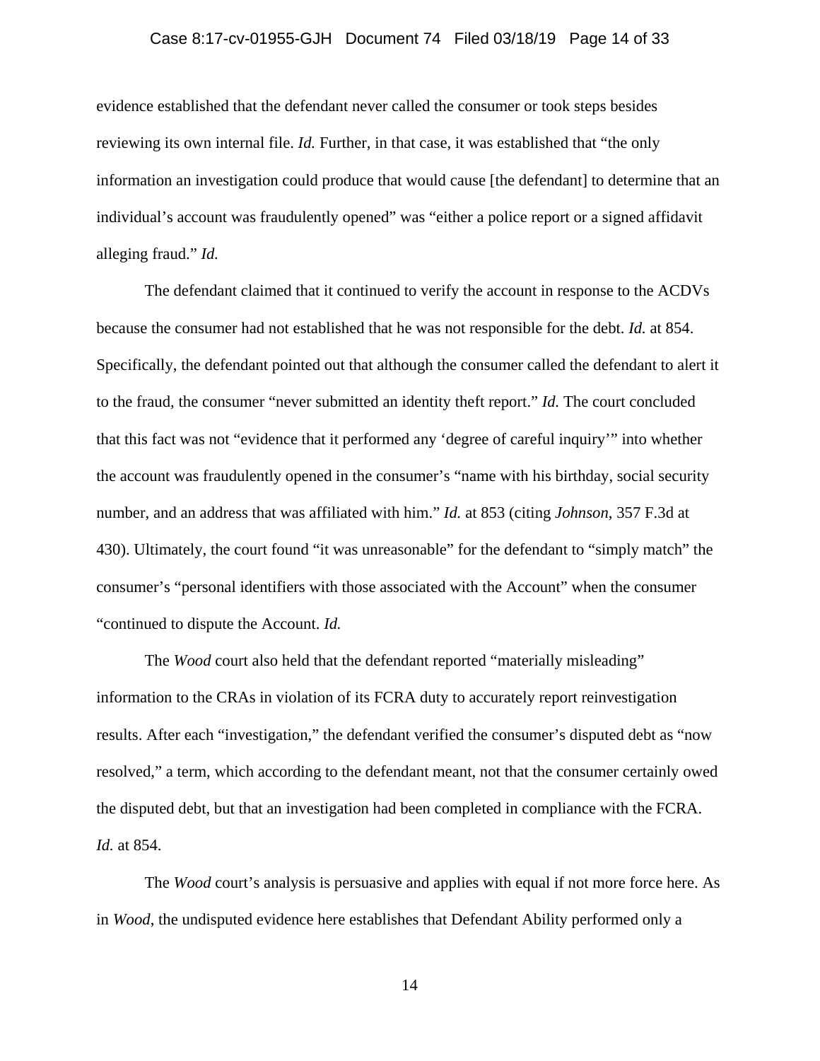evidence established that the defendant never called the consumer or took steps besides reviewing its own internal file. *Id.* Further, in that case, it was established that "the only information an investigation could produce that would cause [the defendant] to determine that an individual's account was fraudulently opened" was "either a police report or a signed affidavit alleging fraud." *Id.*

The defendant claimed that it continued to verify the account in response to the ACDVs because the consumer had not established that he was not responsible for the debt. *Id.* at 854. Specifically, the defendant pointed out that although the consumer called the defendant to alert it to the fraud, the consumer "never submitted an identity theft report." *Id.* The court concluded that this fact was not "evidence that it performed any 'degree of careful inquiry'" into whether the account was fraudulently opened in the consumer's "name with his birthday, social security number, and an address that was affiliated with him." *Id.* at 853 (citing *Johnson*, 357 F.3d at 430). Ultimately, the court found "it was unreasonable" for the defendant to "simply match" the consumer's "personal identifiers with those associated with the Account" when the consumer "continued to dispute the Account. *Id.*

The *Wood* court also held that the defendant reported "materially misleading" information to the CRAs in violation of its FCRA duty to accurately report reinvestigation results. After each "investigation," the defendant verified the consumer's disputed debt as "now resolved," a term, which according to the defendant meant, not that the consumer certainly owed the disputed debt, but that an investigation had been completed in compliance with the FCRA. *Id.* at 854.

The *Wood* court's analysis is persuasive and applies with equal if not more force here. As in *Wood*, the undisputed evidence here establishes that Defendant Ability performed only a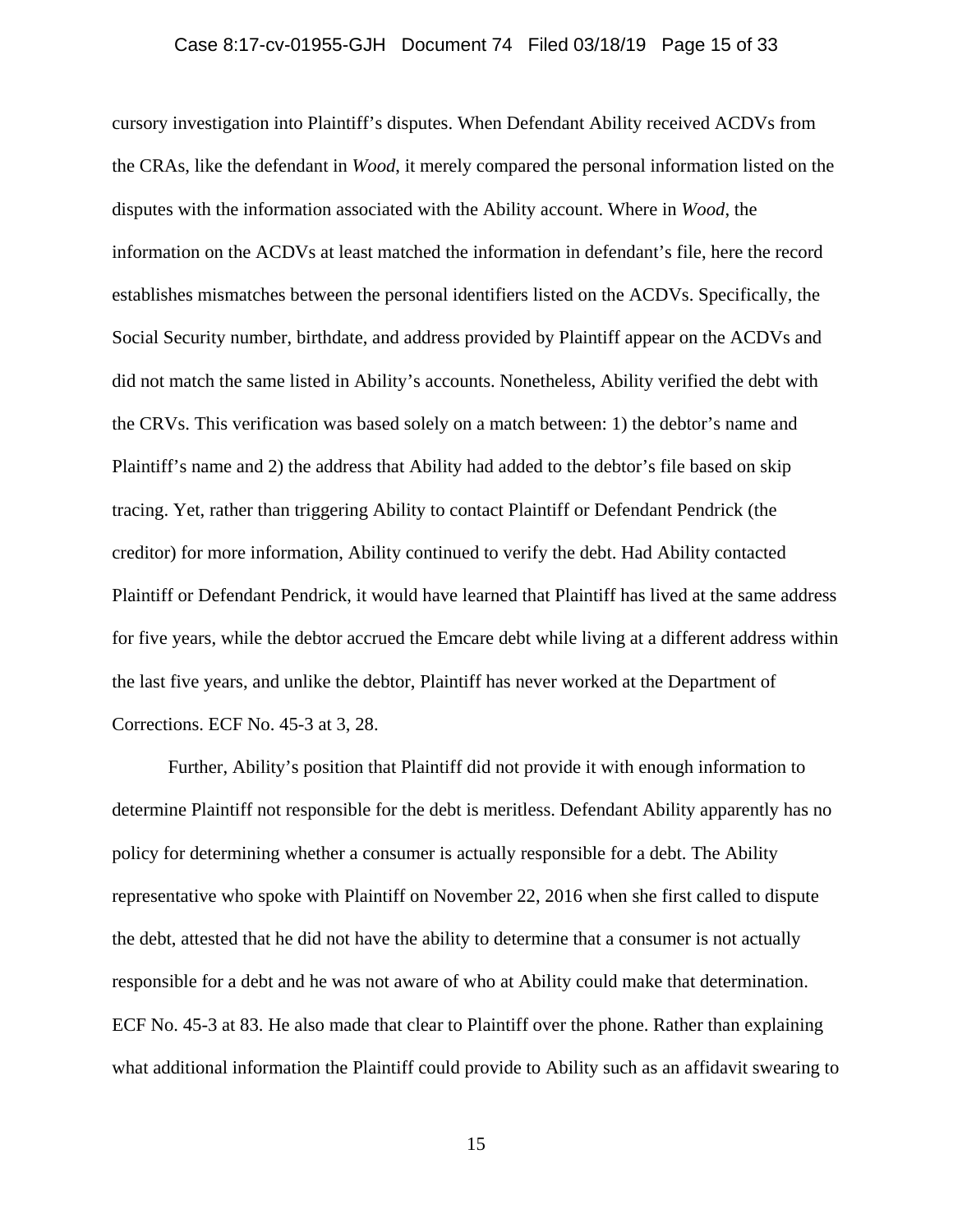cursory investigation into Plaintiff's disputes. When Defendant Ability received ACDVs from the CRAs, like the defendant in *Wood*, it merely compared the personal information listed on the disputes with the information associated with the Ability account. Where in *Wood*, the information on the ACDVs at least matched the information in defendant's file, here the record establishes mismatches between the personal identifiers listed on the ACDVs. Specifically, the Social Security number, birthdate, and address provided by Plaintiff appear on the ACDVs and did not match the same listed in Ability's accounts. Nonetheless, Ability verified the debt with the CRVs. This verification was based solely on a match between: 1) the debtor's name and Plaintiff's name and 2) the address that Ability had added to the debtor's file based on skip tracing. Yet, rather than triggering Ability to contact Plaintiff or Defendant Pendrick (the creditor) for more information, Ability continued to verify the debt. Had Ability contacted Plaintiff or Defendant Pendrick, it would have learned that Plaintiff has lived at the same address for five years, while the debtor accrued the Emcare debt while living at a different address within the last five years, and unlike the debtor, Plaintiff has never worked at the Department of Corrections. ECF No. 45-3 at 3, 28.

Further, Ability's position that Plaintiff did not provide it with enough information to determine Plaintiff not responsible for the debt is meritless. Defendant Ability apparently has no policy for determining whether a consumer is actually responsible for a debt. The Ability representative who spoke with Plaintiff on November 22, 2016 when she first called to dispute the debt, attested that he did not have the ability to determine that a consumer is not actually responsible for a debt and he was not aware of who at Ability could make that determination. ECF No. 45-3 at 83. He also made that clear to Plaintiff over the phone. Rather than explaining what additional information the Plaintiff could provide to Ability such as an affidavit swearing to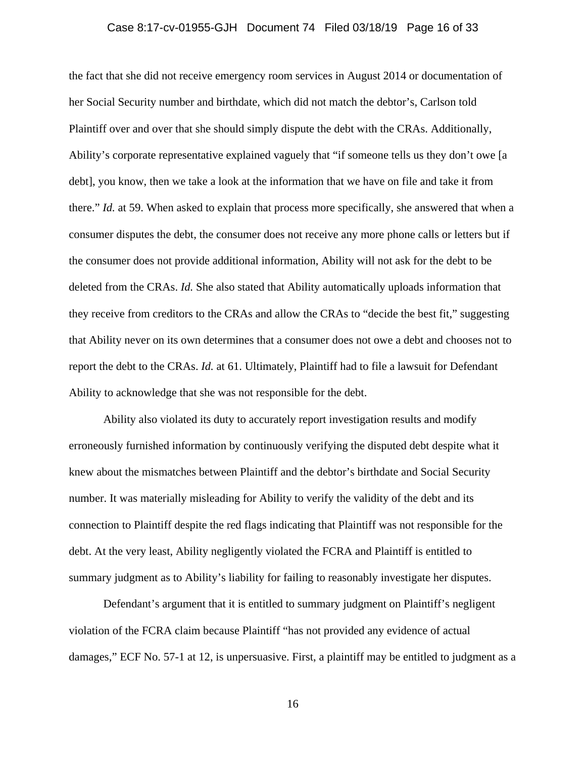the fact that she did not receive emergency room services in August 2014 or documentation of her Social Security number and birthdate, which did not match the debtor's, Carlson told Plaintiff over and over that she should simply dispute the debt with the CRAs. Additionally, Ability's corporate representative explained vaguely that "if someone tells us they don't owe [a debt], you know, then we take a look at the information that we have on file and take it from there." *Id.* at 59. When asked to explain that process more specifically, she answered that when a consumer disputes the debt, the consumer does not receive any more phone calls or letters but if the consumer does not provide additional information, Ability will not ask for the debt to be deleted from the CRAs. *Id.* She also stated that Ability automatically uploads information that they receive from creditors to the CRAs and allow the CRAs to "decide the best fit," suggesting that Ability never on its own determines that a consumer does not owe a debt and chooses not to report the debt to the CRAs. *Id.* at 61. Ultimately, Plaintiff had to file a lawsuit for Defendant Ability to acknowledge that she was not responsible for the debt.

Ability also violated its duty to accurately report investigation results and modify erroneously furnished information by continuously verifying the disputed debt despite what it knew about the mismatches between Plaintiff and the debtor's birthdate and Social Security number. It was materially misleading for Ability to verify the validity of the debt and its connection to Plaintiff despite the red flags indicating that Plaintiff was not responsible for the debt. At the very least, Ability negligently violated the FCRA and Plaintiff is entitled to summary judgment as to Ability's liability for failing to reasonably investigate her disputes.

Defendant's argument that it is entitled to summary judgment on Plaintiff's negligent violation of the FCRA claim because Plaintiff "has not provided any evidence of actual damages," ECF No. 57-1 at 12, is unpersuasive. First, a plaintiff may be entitled to judgment as a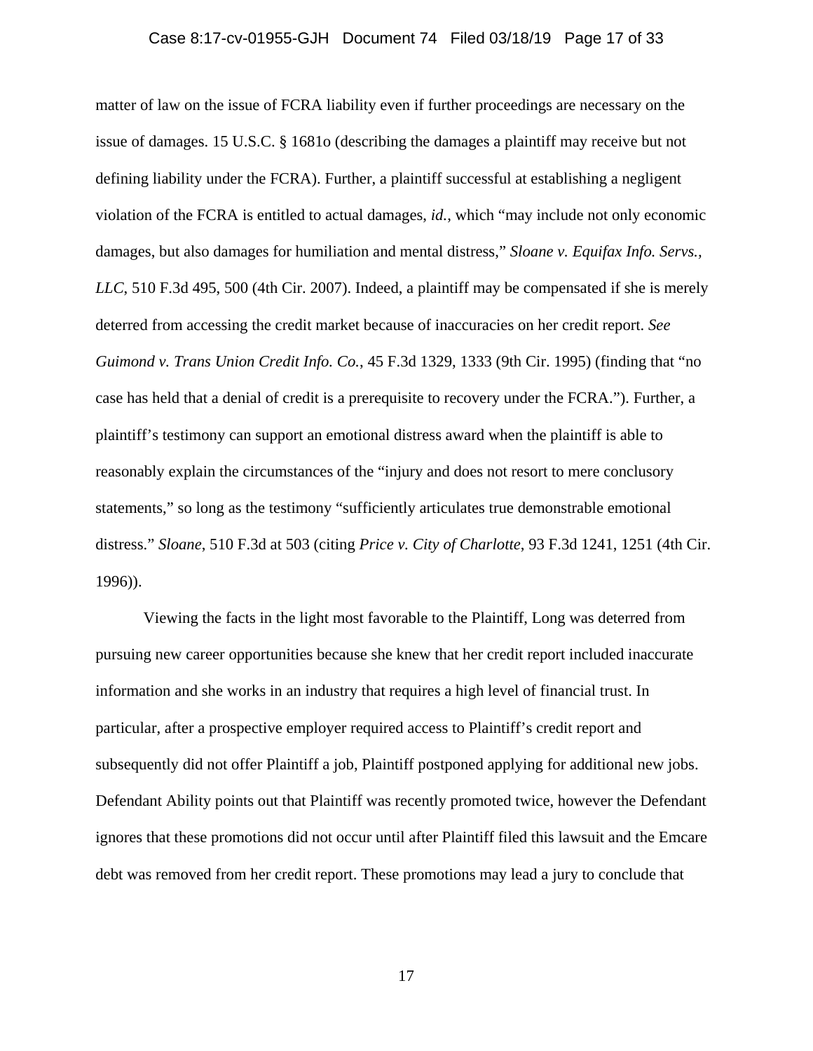matter of law on the issue of FCRA liability even if further proceedings are necessary on the issue of damages. 15 U.S.C. § 1681o (describing the damages a plaintiff may receive but not defining liability under the FCRA). Further, a plaintiff successful at establishing a negligent violation of the FCRA is entitled to actual damages, *id.*, which "may include not only economic damages, but also damages for humiliation and mental distress," *Sloane v. Equifax Info. Servs., LLC*, 510 F.3d 495, 500 (4th Cir. 2007). Indeed, a plaintiff may be compensated if she is merely deterred from accessing the credit market because of inaccuracies on her credit report. *See Guimond v. Trans Union Credit Info. Co.*, 45 F.3d 1329, 1333 (9th Cir. 1995) (finding that "no case has held that a denial of credit is a prerequisite to recovery under the FCRA."). Further, a plaintiff's testimony can support an emotional distress award when the plaintiff is able to reasonably explain the circumstances of the "injury and does not resort to mere conclusory statements," so long as the testimony "sufficiently articulates true demonstrable emotional distress." *Sloane*, 510 F.3d at 503 (citing *Price v. City of Charlotte*, 93 F.3d 1241, 1251 (4th Cir. 1996)).

Viewing the facts in the light most favorable to the Plaintiff, Long was deterred from pursuing new career opportunities because she knew that her credit report included inaccurate information and she works in an industry that requires a high level of financial trust. In particular, after a prospective employer required access to Plaintiff's credit report and subsequently did not offer Plaintiff a job, Plaintiff postponed applying for additional new jobs. Defendant Ability points out that Plaintiff was recently promoted twice, however the Defendant ignores that these promotions did not occur until after Plaintiff filed this lawsuit and the Emcare debt was removed from her credit report. These promotions may lead a jury to conclude that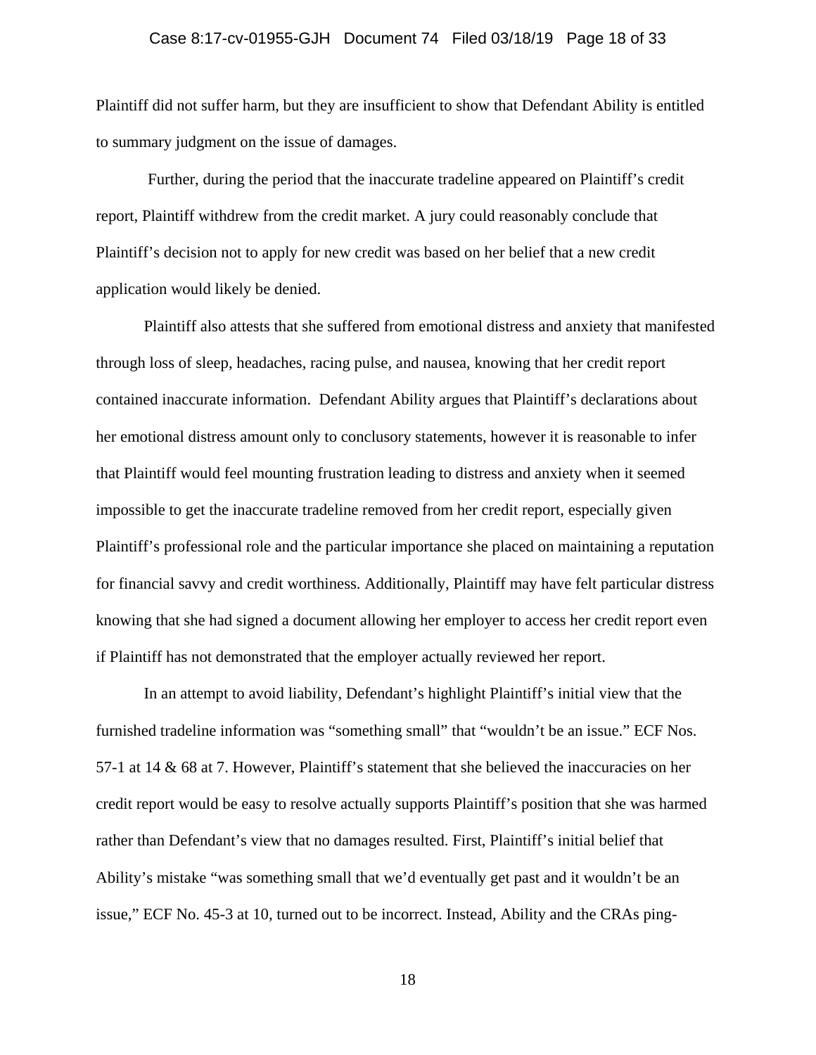Plaintiff did not suffer harm, but they are insufficient to show that Defendant Ability is entitled to summary judgment on the issue of damages.

Further, during the period that the inaccurate tradeline appeared on Plaintiff's credit report, Plaintiff withdrew from the credit market. A jury could reasonably conclude that Plaintiff's decision not to apply for new credit was based on her belief that a new credit application would likely be denied.

Plaintiff also attests that she suffered from emotional distress and anxiety that manifested through loss of sleep, headaches, racing pulse, and nausea, knowing that her credit report contained inaccurate information. Defendant Ability argues that Plaintiff's declarations about her emotional distress amount only to conclusory statements, however it is reasonable to infer that Plaintiff would feel mounting frustration leading to distress and anxiety when it seemed impossible to get the inaccurate tradeline removed from her credit report, especially given Plaintiff's professional role and the particular importance she placed on maintaining a reputation for financial savvy and credit worthiness. Additionally, Plaintiff may have felt particular distress knowing that she had signed a document allowing her employer to access her credit report even if Plaintiff has not demonstrated that the employer actually reviewed her report.

In an attempt to avoid liability, Defendant's highlight Plaintiff's initial view that the furnished tradeline information was "something small" that "wouldn't be an issue." ECF Nos. 57-1 at 14 & 68 at 7. However, Plaintiff's statement that she believed the inaccuracies on her credit report would be easy to resolve actually supports Plaintiff's position that she was harmed rather than Defendant's view that no damages resulted. First, Plaintiff's initial belief that Ability's mistake "was something small that we'd eventually get past and it wouldn't be an issue," ECF No. 45-3 at 10, turned out to be incorrect. Instead, Ability and the CRAs ping-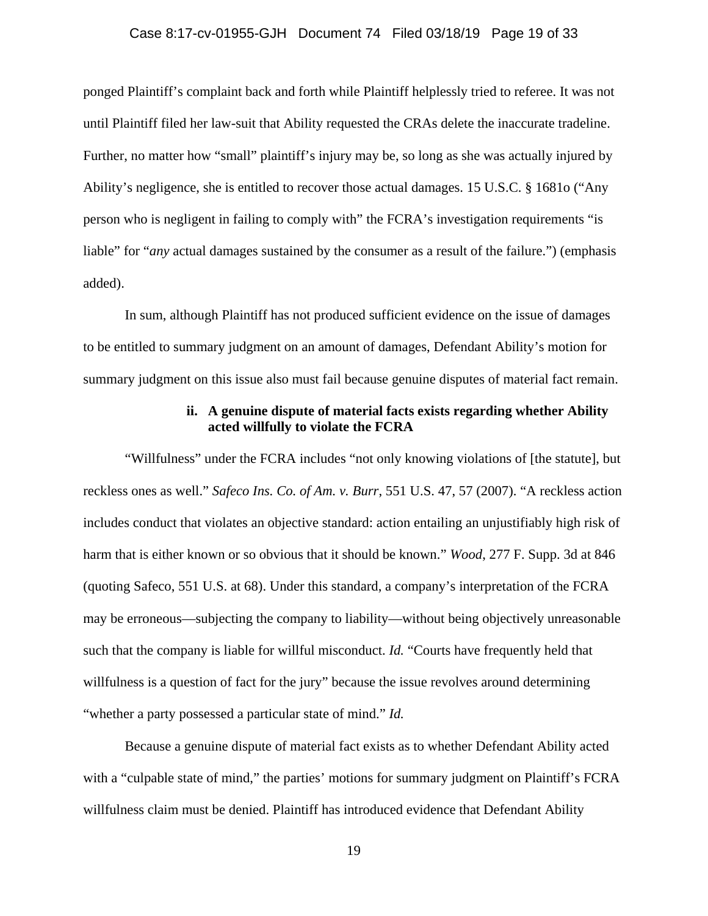ponged Plaintiff's complaint back and forth while Plaintiff helplessly tried to referee. It was not until Plaintiff filed her law-suit that Ability requested the CRAs delete the inaccurate tradeline. Further, no matter how "small" plaintiff's injury may be, so long as she was actually injured by Ability's negligence, she is entitled to recover those actual damages. 15 U.S.C. § 1681o ("Any person who is negligent in failing to comply with" the FCRA's investigation requirements "is liable" for "*any* actual damages sustained by the consumer as a result of the failure.") (emphasis added).

In sum, although Plaintiff has not produced sufficient evidence on the issue of damages to be entitled to summary judgment on an amount of damages, Defendant Ability's motion for summary judgment on this issue also must fail because genuine disputes of material fact remain.

**ii. A genuine dispute of material facts exists regarding whether Ability acted willfully to violate the FCRA**

"Willfulness" under the FCRA includes "not only knowing violations of [the statute], but reckless ones as well." *Safeco Ins. Co. of Am. v. Burr*, 551 U.S. 47, 57 (2007). "A reckless action includes conduct that violates an objective standard: action entailing an unjustifiably high risk of harm that is either known or so obvious that it should be known." *Wood*, 277 F. Supp. 3d at 846 (quoting Safeco, 551 U.S. at 68). Under this standard, a company's interpretation of the FCRA may be erroneous—subjecting the company to liability—without being objectively unreasonable such that the company is liable for willful misconduct. *Id.* "Courts have frequently held that willfulness is a question of fact for the jury" because the issue revolves around determining "whether a party possessed a particular state of mind." *Id.*

Because a genuine dispute of material fact exists as to whether Defendant Ability acted with a "culpable state of mind," the parties' motions for summary judgment on Plaintiff's FCRA willfulness claim must be denied. Plaintiff has introduced evidence that Defendant Ability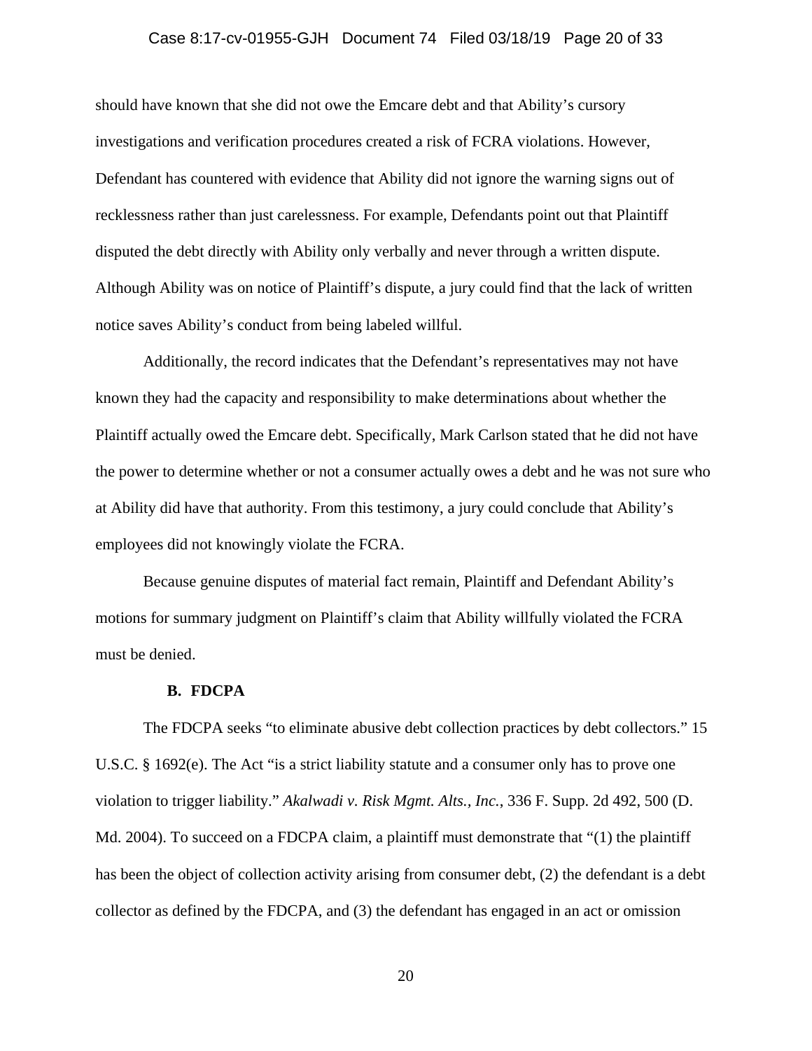should have known that she did not owe the Emcare debt and that Ability's cursory investigations and verification procedures created a risk of FCRA violations. However, Defendant has countered with evidence that Ability did not ignore the warning signs out of recklessness rather than just carelessness. For example, Defendants point out that Plaintiff disputed the debt directly with Ability only verbally and never through a written dispute. Although Ability was on notice of Plaintiff's dispute, a jury could find that the lack of written notice saves Ability's conduct from being labeled willful.

Additionally, the record indicates that the Defendant's representatives may not have known they had the capacity and responsibility to make determinations about whether the Plaintiff actually owed the Emcare debt. Specifically, Mark Carlson stated that he did not have the power to determine whether or not a consumer actually owes a debt and he was not sure who at Ability did have that authority. From this testimony, a jury could conclude that Ability's employees did not knowingly violate the FCRA.

Because genuine disputes of material fact remain, Plaintiff and Defendant Ability's motions for summary judgment on Plaintiff's claim that Ability willfully violated the FCRA must be denied.

### B. FDCPA

The FDCPA seeks "to eliminate abusive debt collection practices by debt collectors." 15 U.S.C. § 1692(e). The Act "is a strict liability statute and a consumer only has to prove one violation to trigger liability." *Akalwadi v. Risk Mgmt. Alts., Inc.*, 336 F. Supp. 2d 492, 500 (D. Md. 2004). To succeed on a FDCPA claim, a plaintiff must demonstrate that "(1) the plaintiff has been the object of collection activity arising from consumer debt, (2) the defendant is a debt collector as defined by the FDCPA, and (3) the defendant has engaged in an act or omission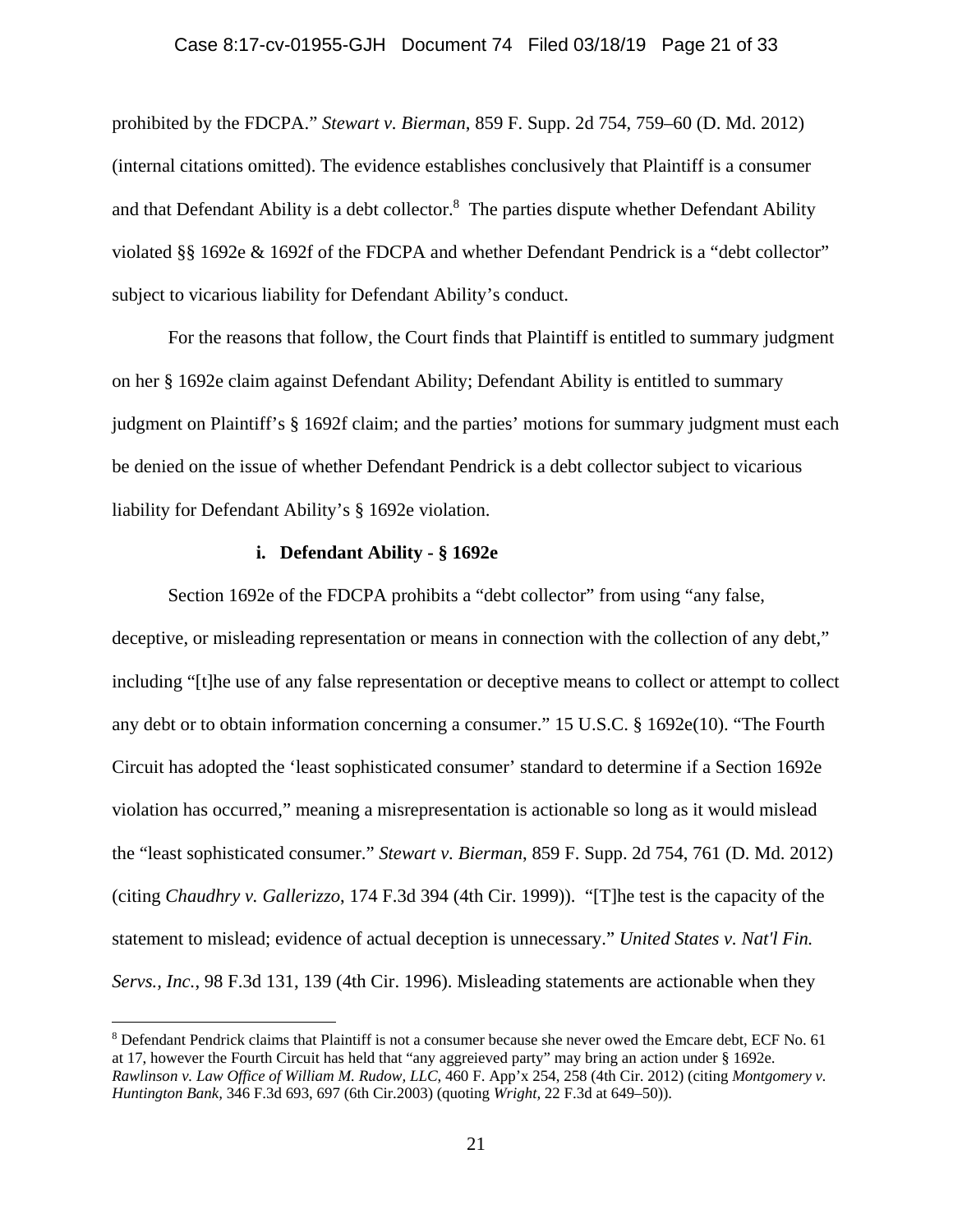prohibited by the FDCPA." *Stewart v. Bierman*, 859 F. Supp. 2d 754, 759–60 (D. Md. 2012) (internal citations omitted). The evidence establishes conclusively that Plaintiff is a consumer and that Defendant Ability is a debt collector.[8] The parties dispute whether Defendant Ability violated §§ 1692e & 1692f of the FDCPA and whether Defendant Pendrick is a "debt collector" subject to vicarious liability for Defendant Ability's conduct.

For the reasons that follow, the Court finds that Plaintiff is entitled to summary judgment on her § 1692e claim against Defendant Ability; Defendant Ability is entitled to summary judgment on Plaintiff's § 1692f claim; and the parties' motions for summary judgment must each be denied on the issue of whether Defendant Pendrick is a debt collector subject to vicarious liability for Defendant Ability's § 1692e violation.

**i. Defendant Ability - § 1692e**

Section 1692e of the FDCPA prohibits a "debt collector" from using "any false, deceptive, or misleading representation or means in connection with the collection of any debt," including "[t]he use of any false representation or deceptive means to collect or attempt to collect any debt or to obtain information concerning a consumer." 15 U.S.C. § 1692e(10). "The Fourth Circuit has adopted the 'least sophisticated consumer' standard to determine if a Section 1692e violation has occurred," meaning a misrepresentation is actionable so long as it would mislead the "least sophisticated consumer." *Stewart v. Bierman*, 859 F. Supp. 2d 754, 761 (D. Md. 2012) (citing *Chaudhry v. Gallerizzo*, 174 F.3d 394 (4th Cir. 1999)). "[T]he test is the capacity of the statement to mislead; evidence of actual deception is unnecessary." *United States v. Nat'l Fin. Servs., Inc.*, 98 F.3d 131, 139 (4th Cir. 1996). Misleading statements are actionable when they

---

[8] Defendant Pendrick claims that Plaintiff is not a consumer because she never owed the Emcare debt, ECF No. 61 at 17, however the Fourth Circuit has held that "any aggreieved party" may bring an action under § 1692e. *Rawlinson v. Law Office of William M. Rudow, LLC*, 460 F. App'x 254, 258 (4th Cir. 2012) (citing *Montgomery v. Huntington Bank*, 346 F.3d 693, 697 (6th Cir.2003) (quoting *Wright*, 22 F.3d at 649–50)).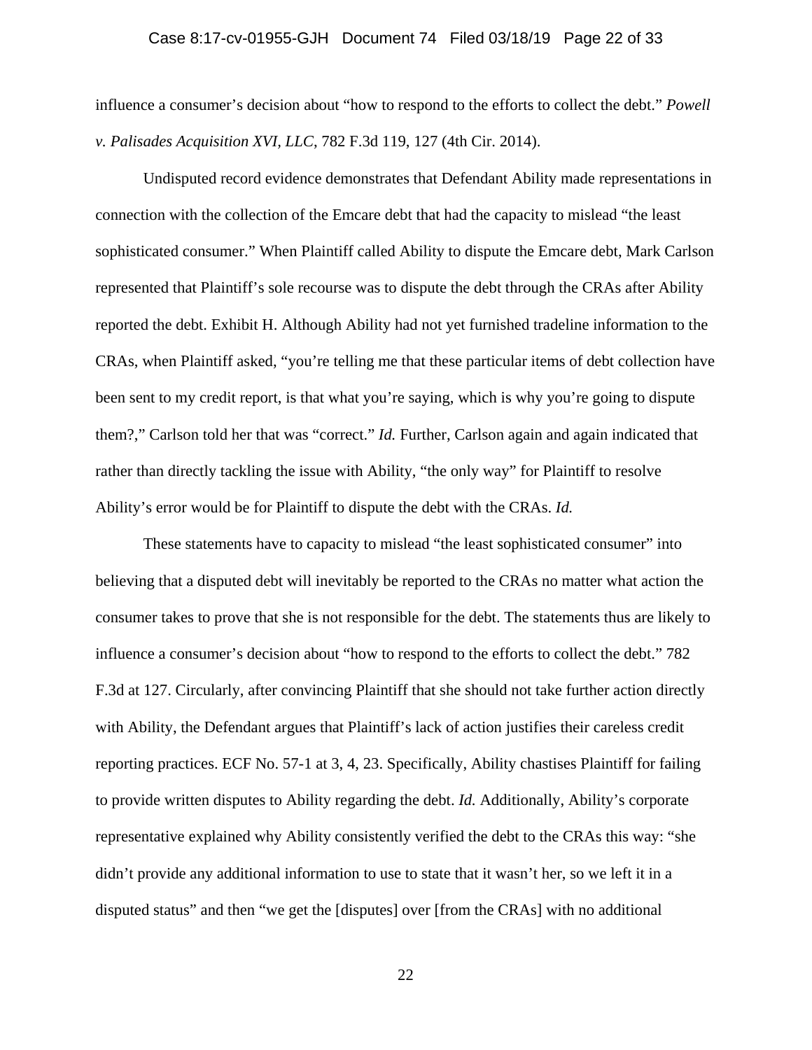influence a consumer's decision about "how to respond to the efforts to collect the debt." *Powell v. Palisades Acquisition XVI, LLC*, 782 F.3d 119, 127 (4th Cir. 2014).

Undisputed record evidence demonstrates that Defendant Ability made representations in connection with the collection of the Emcare debt that had the capacity to mislead "the least sophisticated consumer." When Plaintiff called Ability to dispute the Emcare debt, Mark Carlson represented that Plaintiff's sole recourse was to dispute the debt through the CRAs after Ability reported the debt. Exhibit H. Although Ability had not yet furnished tradeline information to the CRAs, when Plaintiff asked, "you're telling me that these particular items of debt collection have been sent to my credit report, is that what you're saying, which is why you're going to dispute them?," Carlson told her that was "correct." *Id.* Further, Carlson again and again indicated that rather than directly tackling the issue with Ability, "the only way" for Plaintiff to resolve Ability's error would be for Plaintiff to dispute the debt with the CRAs. *Id.*

These statements have to capacity to mislead "the least sophisticated consumer" into believing that a disputed debt will inevitably be reported to the CRAs no matter what action the consumer takes to prove that she is not responsible for the debt. The statements thus are likely to influence a consumer's decision about "how to respond to the efforts to collect the debt." 782 F.3d at 127. Circularly, after convincing Plaintiff that she should not take further action directly with Ability, the Defendant argues that Plaintiff's lack of action justifies their careless credit reporting practices. ECF No. 57-1 at 3, 4, 23. Specifically, Ability chastises Plaintiff for failing to provide written disputes to Ability regarding the debt. *Id.* Additionally, Ability's corporate representative explained why Ability consistently verified the debt to the CRAs this way: "she didn't provide any additional information to use to state that it wasn't her, so we left it in a disputed status" and then "we get the [disputes] over [from the CRAs] with no additional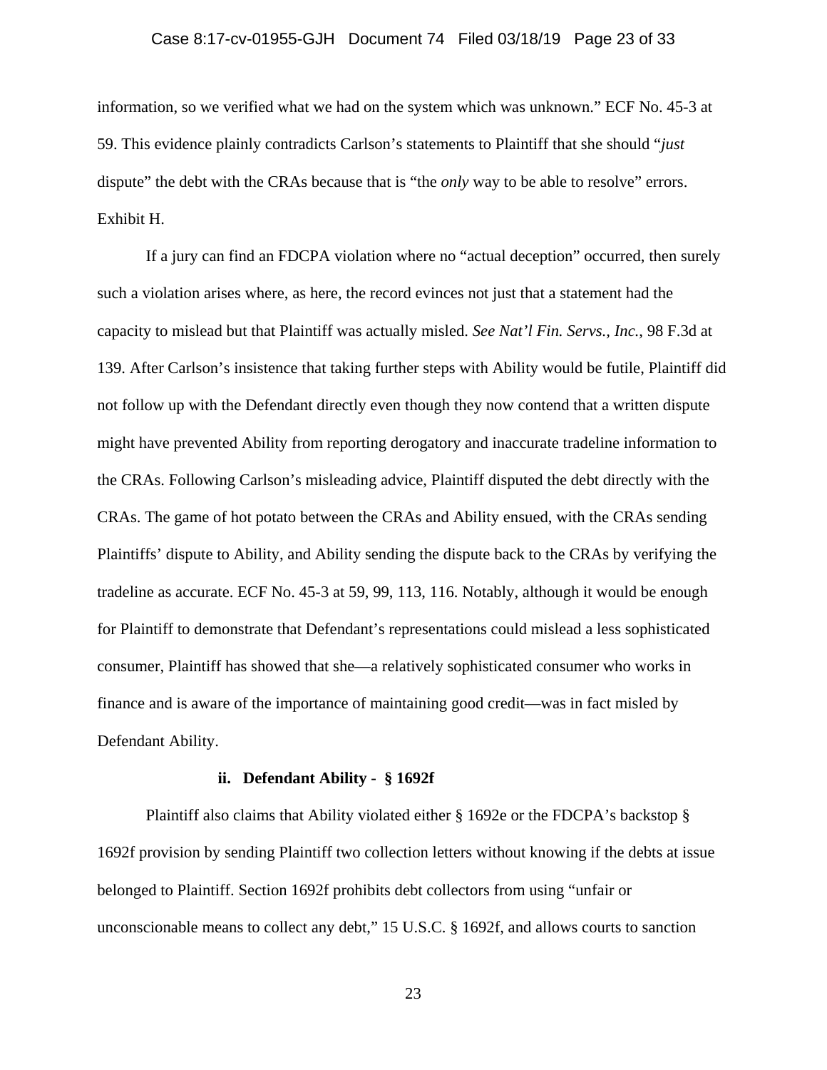information, so we verified what we had on the system which was unknown." ECF No. 45-3 at 59. This evidence plainly contradicts Carlson's statements to Plaintiff that she should "*just* dispute" the debt with the CRAs because that is "the *only* way to be able to resolve" errors. Exhibit H.

If a jury can find an FDCPA violation where no "actual deception" occurred, then surely such a violation arises where, as here, the record evinces not just that a statement had the capacity to mislead but that Plaintiff was actually misled. *See Nat'l Fin. Servs., Inc.*, 98 F.3d at 139. After Carlson's insistence that taking further steps with Ability would be futile, Plaintiff did not follow up with the Defendant directly even though they now contend that a written dispute might have prevented Ability from reporting derogatory and inaccurate tradeline information to the CRAs. Following Carlson's misleading advice, Plaintiff disputed the debt directly with the CRAs. The game of hot potato between the CRAs and Ability ensued, with the CRAs sending Plaintiffs' dispute to Ability, and Ability sending the dispute back to the CRAs by verifying the tradeline as accurate. ECF No. 45-3 at 59, 99, 113, 116. Notably, although it would be enough for Plaintiff to demonstrate that Defendant's representations could mislead a less sophisticated consumer, Plaintiff has showed that she—a relatively sophisticated consumer who works in finance and is aware of the importance of maintaining good credit—was in fact misled by Defendant Ability.

**ii. Defendant Ability - § 1692f**

Plaintiff also claims that Ability violated either § 1692e or the FDCPA's backstop § 1692f provision by sending Plaintiff two collection letters without knowing if the debts at issue belonged to Plaintiff. Section 1692f prohibits debt collectors from using "unfair or unconscionable means to collect any debt," 15 U.S.C. § 1692f, and allows courts to sanction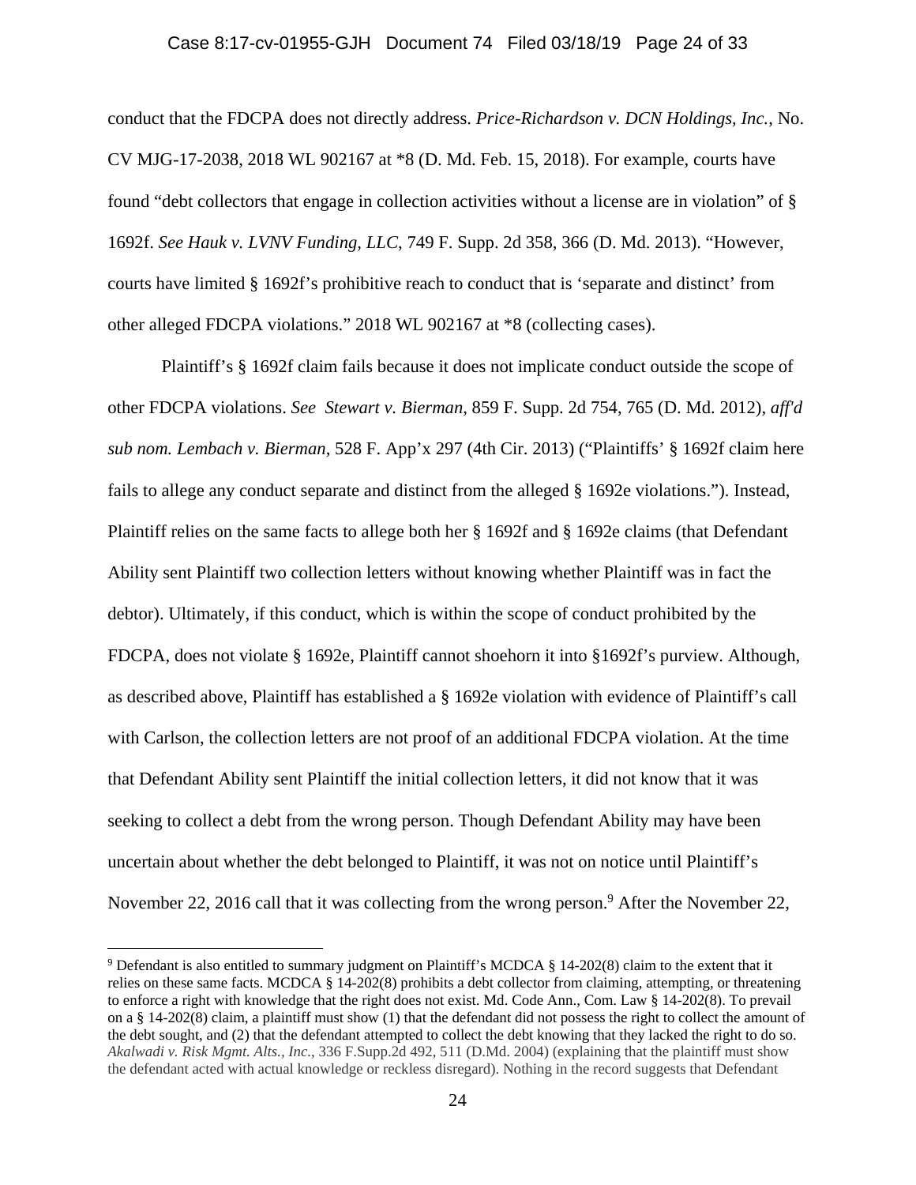conduct that the FDCPA does not directly address. *Price-Richardson v. DCN Holdings, Inc.*, No. CV MJG-17-2038, 2018 WL 902167 at *8 (D. Md. Feb. 15, 2018). For example, courts have found "debt collectors that engage in collection activities without a license are in violation" of § 1692f. *See Hauk v. LVNV Funding, LLC*, 749 F. Supp. 2d 358, 366 (D. Md. 2013). "However, courts have limited § 1692f's prohibitive reach to conduct that is 'separate and distinct' from other alleged FDCPA violations." 2018 WL 902167 at *8 (collecting cases).

Plaintiff's § 1692f claim fails because it does not implicate conduct outside the scope of other FDCPA violations. *See Stewart v. Bierman*, 859 F. Supp. 2d 754, 765 (D. Md. 2012), *aff'd sub nom. Lembach v. Bierman*, 528 F. App'x 297 (4th Cir. 2013) ("Plaintiffs' § 1692f claim here fails to allege any conduct separate and distinct from the alleged § 1692e violations."). Instead, Plaintiff relies on the same facts to allege both her § 1692f and § 1692e claims (that Defendant Ability sent Plaintiff two collection letters without knowing whether Plaintiff was in fact the debtor). Ultimately, if this conduct, which is within the scope of conduct prohibited by the FDCPA, does not violate § 1692e, Plaintiff cannot shoehorn it into §1692f's purview. Although, as described above, Plaintiff has established a § 1692e violation with evidence of Plaintiff's call with Carlson, the collection letters are not proof of an additional FDCPA violation. At the time that Defendant Ability sent Plaintiff the initial collection letters, it did not know that it was seeking to collect a debt from the wrong person. Though Defendant Ability may have been uncertain about whether the debt belonged to Plaintiff, it was not on notice until Plaintiff's November 22, 2016 call that it was collecting from the wrong person.[9] After the November 22,

[9] Defendant is also entitled to summary judgment on Plaintiff's MCDCA § 14-202(8) claim to the extent that it relies on these same facts. MCDCA § 14-202(8) prohibits a debt collector from claiming, attempting, or threatening to enforce a right with knowledge that the right does not exist. Md. Code Ann., Com. Law § 14-202(8). To prevail on a § 14-202(8) claim, a plaintiff must show (1) that the defendant did not possess the right to collect the amount of the debt sought, and (2) that the defendant attempted to collect the debt knowing that they lacked the right to do so. *Akalwadi v. Risk Mgmt. Alts., Inc.*, 336 F.Supp.2d 492, 511 (D.Md. 2004) (explaining that the plaintiff must show the defendant acted with actual knowledge or reckless disregard). Nothing in the record suggests that Defendant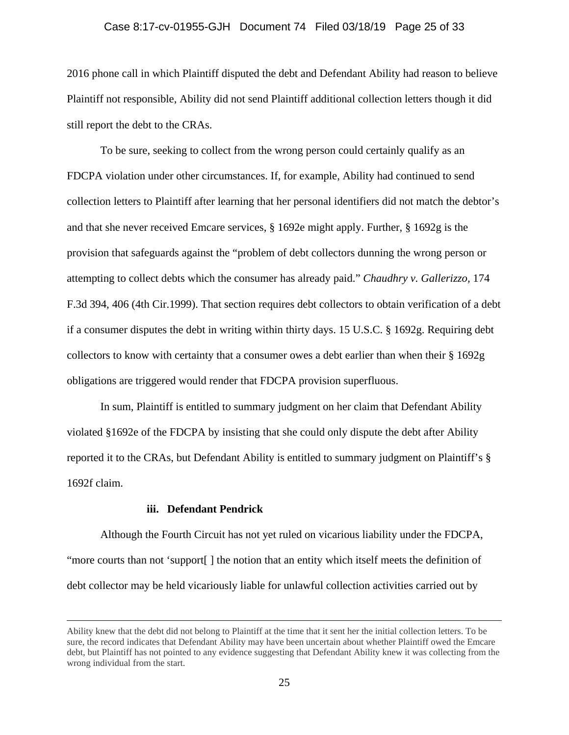2016 phone call in which Plaintiff disputed the debt and Defendant Ability had reason to believe Plaintiff not responsible, Ability did not send Plaintiff additional collection letters though it did still report the debt to the CRAs.

To be sure, seeking to collect from the wrong person could certainly qualify as an FDCPA violation under other circumstances. If, for example, Ability had continued to send collection letters to Plaintiff after learning that her personal identifiers did not match the debtor's and that she never received Emcare services, § 1692e might apply. Further, § 1692g is the provision that safeguards against the "problem of debt collectors dunning the wrong person or attempting to collect debts which the consumer has already paid." *Chaudhry v. Gallerizzo,* 174 F.3d 394, 406 (4th Cir.1999). That section requires debt collectors to obtain verification of a debt if a consumer disputes the debt in writing within thirty days. 15 U.S.C. § 1692g. Requiring debt collectors to know with certainty that a consumer owes a debt earlier than when their § 1692g obligations are triggered would render that FDCPA provision superfluous.

In sum, Plaintiff is entitled to summary judgment on her claim that Defendant Ability violated §1692e of the FDCPA by insisting that she could only dispute the debt after Ability reported it to the CRAs, but Defendant Ability is entitled to summary judgment on Plaintiff's § 1692f claim.

**iii. Defendant Pendrick**

Although the Fourth Circuit has not yet ruled on vicarious liability under the FDCPA, "more courts than not 'support[ ] the notion that an entity which itself meets the definition of debt collector may be held vicariously liable for unlawful collection activities carried out by

---

Ability knew that the debt did not belong to Plaintiff at the time that it sent her the initial collection letters. To be sure, the record indicates that Defendant Ability may have been uncertain about whether Plaintiff owed the Emcare debt, but Plaintiff has not pointed to any evidence suggesting that Defendant Ability knew it was collecting from the wrong individual from the start.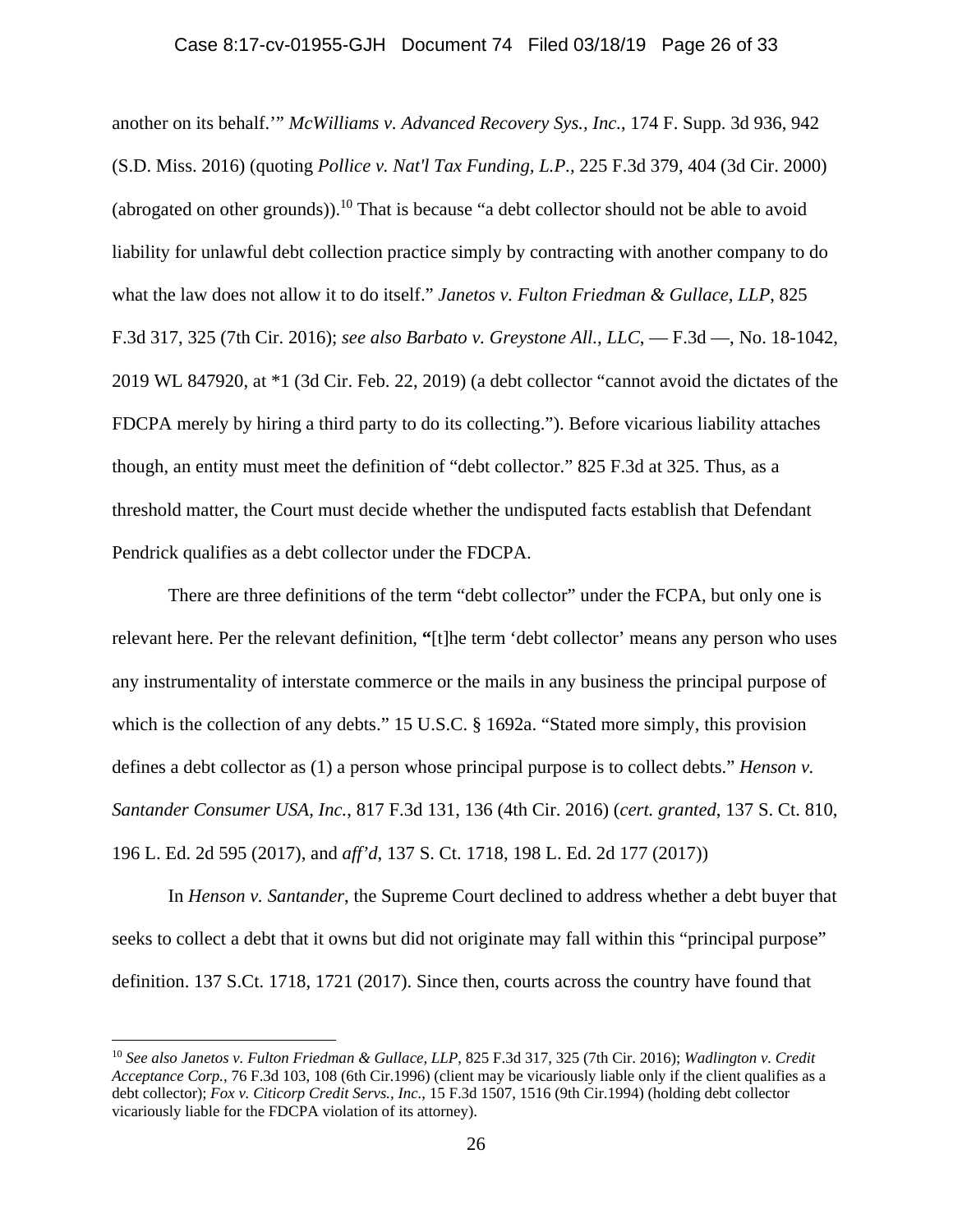another on its behalf.'" *McWilliams v. Advanced Recovery Sys., Inc.*, 174 F. Supp. 3d 936, 942 (S.D. Miss. 2016) (quoting *Pollice v. Nat'l Tax Funding, L.P.*, 225 F.3d 379, 404 (3d Cir. 2000) (abrogated on other grounds)).[10] That is because "a debt collector should not be able to avoid liability for unlawful debt collection practice simply by contracting with another company to do what the law does not allow it to do itself." *Janetos v. Fulton Friedman & Gullace, LLP*, 825 F.3d 317, 325 (7th Cir. 2016); *see also Barbato v. Greystone All., LLC*, — F.3d —, No. 18-1042, 2019 WL 847920, at *1 (3d Cir. Feb. 22, 2019) (a debt collector "cannot avoid the dictates of the FDCPA merely by hiring a third party to do its collecting."). Before vicarious liability attaches though, an entity must meet the definition of "debt collector." 825 F.3d at 325. Thus, as a threshold matter, the Court must decide whether the undisputed facts establish that Defendant Pendrick qualifies as a debt collector under the FDCPA.

There are three definitions of the term "debt collector" under the FCPA, but only one is relevant here. Per the relevant definition, "[t]he term 'debt collector' means any person who uses any instrumentality of interstate commerce or the mails in any business the principal purpose of which is the collection of any debts." 15 U.S.C. § 1692a. "Stated more simply, this provision defines a debt collector as (1) a person whose principal purpose is to collect debts." *Henson v. Santander Consumer USA, Inc.*, 817 F.3d 131, 136 (4th Cir. 2016) (*cert. granted*, 137 S. Ct. 810, 196 L. Ed. 2d 595 (2017), and *aff'd*, 137 S. Ct. 1718, 198 L. Ed. 2d 177 (2017))

In *Henson v. Santander*, the Supreme Court declined to address whether a debt buyer that seeks to collect a debt that it owns but did not originate may fall within this "principal purpose" definition. 137 S.Ct. 1718, 1721 (2017). Since then, courts across the country have found that

---

[10] *See also Janetos v. Fulton Friedman & Gullace, LLP*, 825 F.3d 317, 325 (7th Cir. 2016); *Wadlington v. Credit Acceptance Corp.*, 76 F.3d 103, 108 (6th Cir.1996) (client may be vicariously liable only if the client qualifies as a debt collector); *Fox v. Citicorp Credit Servs., Inc.*, 15 F.3d 1507, 1516 (9th Cir.1994) (holding debt collector vicariously liable for the FDCPA violation of its attorney).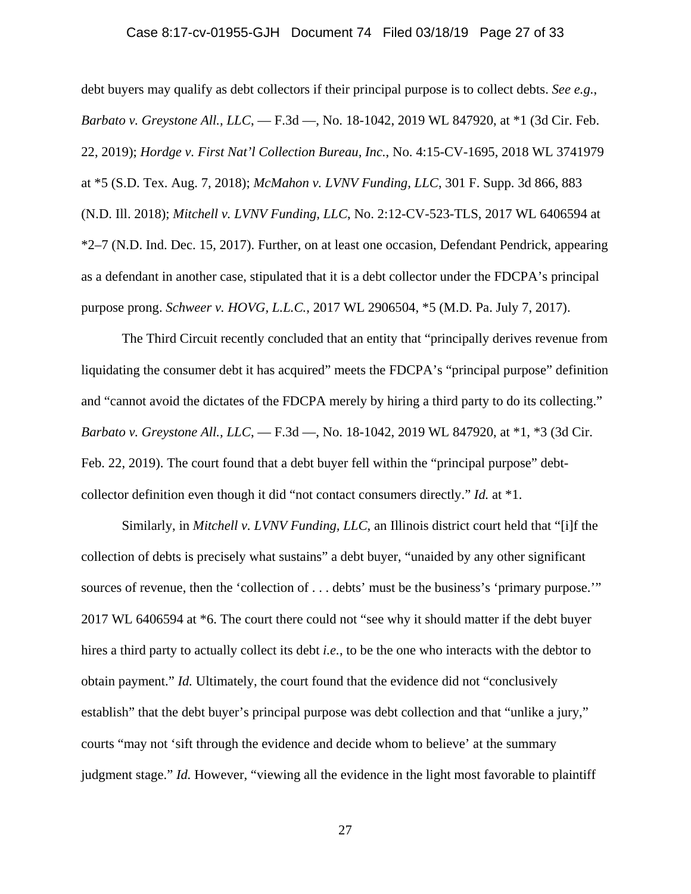debt buyers may qualify as debt collectors if their principal purpose is to collect debts. *See e.g.*, *Barbato v. Greystone All., LLC*, — F.3d —, No. 18-1042, 2019 WL 847920, at *1 (3d Cir. Feb. 22, 2019); *Hordge v. First Nat'l Collection Bureau, Inc.*, No. 4:15-CV-1695, 2018 WL 3741979 at *5 (S.D. Tex. Aug. 7, 2018); *McMahon v. LVNV Funding, LLC*, 301 F. Supp. 3d 866, 883 (N.D. Ill. 2018); *Mitchell v. LVNV Funding, LLC*, No. 2:12-CV-523-TLS, 2017 WL 6406594 at *2–7 (N.D. Ind. Dec. 15, 2017). Further, on at least one occasion, Defendant Pendrick, appearing as a defendant in another case, stipulated that it is a debt collector under the FDCPA's principal purpose prong. *Schweer v. HOVG, L.L.C.*, 2017 WL 2906504, *5 (M.D. Pa. July 7, 2017).

The Third Circuit recently concluded that an entity that "principally derives revenue from liquidating the consumer debt it has acquired" meets the FDCPA's "principal purpose" definition and "cannot avoid the dictates of the FDCPA merely by hiring a third party to do its collecting." *Barbato v. Greystone All., LLC*, — F.3d —, No. 18-1042, 2019 WL 847920, at *1, *3 (3d Cir. Feb. 22, 2019). The court found that a debt buyer fell within the "principal purpose" debt-collector definition even though it did "not contact consumers directly." *Id.* at *1.

Similarly, in *Mitchell v. LVNV Funding, LLC*, an Illinois district court held that "[i]f the collection of debts is precisely what sustains" a debt buyer, "unaided by any other significant sources of revenue, then the 'collection of . . . debts' must be the business's 'primary purpose.'" 2017 WL 6406594 at *6. The court there could not "see why it should matter if the debt buyer hires a third party to actually collect its debt *i.e.*, to be the one who interacts with the debtor to obtain payment." *Id.* Ultimately, the court found that the evidence did not "conclusively establish" that the debt buyer's principal purpose was debt collection and that "unlike a jury," courts "may not 'sift through the evidence and decide whom to believe' at the summary judgment stage." *Id.* However, "viewing all the evidence in the light most favorable to plaintiff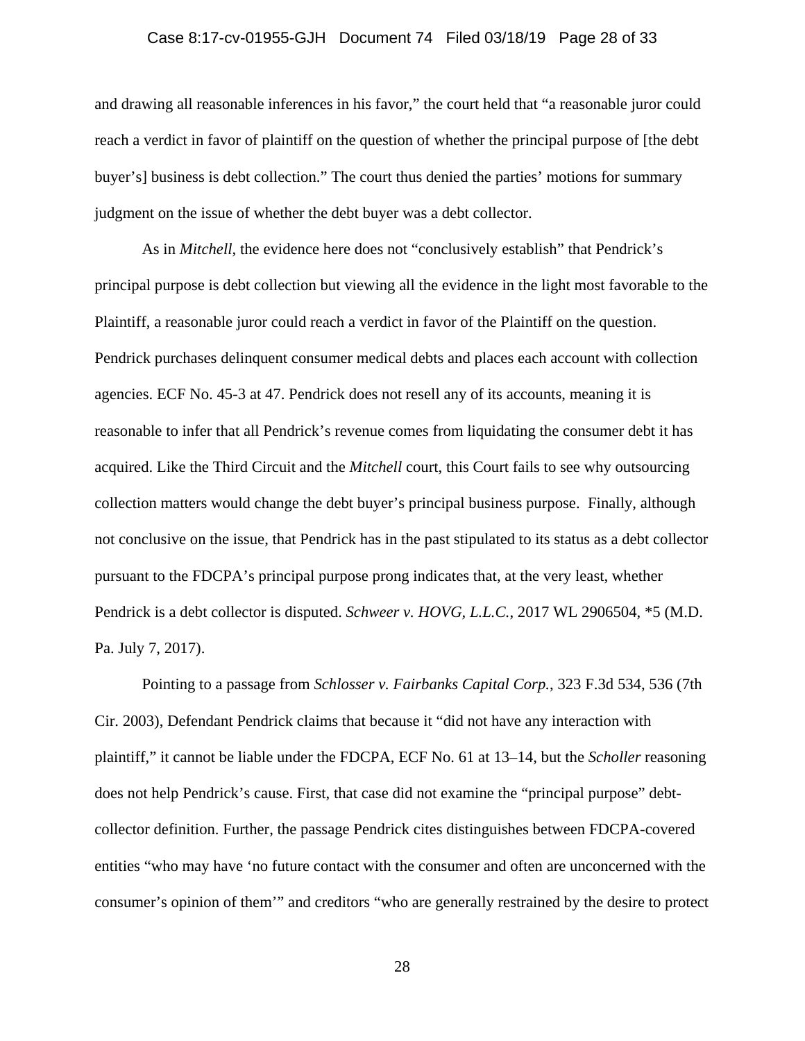and drawing all reasonable inferences in his favor," the court held that "a reasonable juror could reach a verdict in favor of plaintiff on the question of whether the principal purpose of [the debt buyer's] business is debt collection." The court thus denied the parties' motions for summary judgment on the issue of whether the debt buyer was a debt collector.

As in *Mitchell*, the evidence here does not "conclusively establish" that Pendrick's principal purpose is debt collection but viewing all the evidence in the light most favorable to the Plaintiff, a reasonable juror could reach a verdict in favor of the Plaintiff on the question. Pendrick purchases delinquent consumer medical debts and places each account with collection agencies. ECF No. 45-3 at 47. Pendrick does not resell any of its accounts, meaning it is reasonable to infer that all Pendrick's revenue comes from liquidating the consumer debt it has acquired. Like the Third Circuit and the *Mitchell* court, this Court fails to see why outsourcing collection matters would change the debt buyer's principal business purpose. Finally, although not conclusive on the issue, that Pendrick has in the past stipulated to its status as a debt collector pursuant to the FDCPA's principal purpose prong indicates that, at the very least, whether Pendrick is a debt collector is disputed. *Schweer v. HOVG, L.L.C.*, 2017 WL 2906504, *5 (M.D. Pa. July 7, 2017).

Pointing to a passage from *Schlosser v. Fairbanks Capital Corp.*, 323 F.3d 534, 536 (7th Cir. 2003), Defendant Pendrick claims that because it "did not have any interaction with plaintiff," it cannot be liable under the FDCPA, ECF No. 61 at 13–14, but the *Scholler* reasoning does not help Pendrick's cause. First, that case did not examine the "principal purpose" debt-collector definition. Further, the passage Pendrick cites distinguishes between FDCPA-covered entities "who may have 'no future contact with the consumer and often are unconcerned with the consumer's opinion of them'" and creditors "who are generally restrained by the desire to protect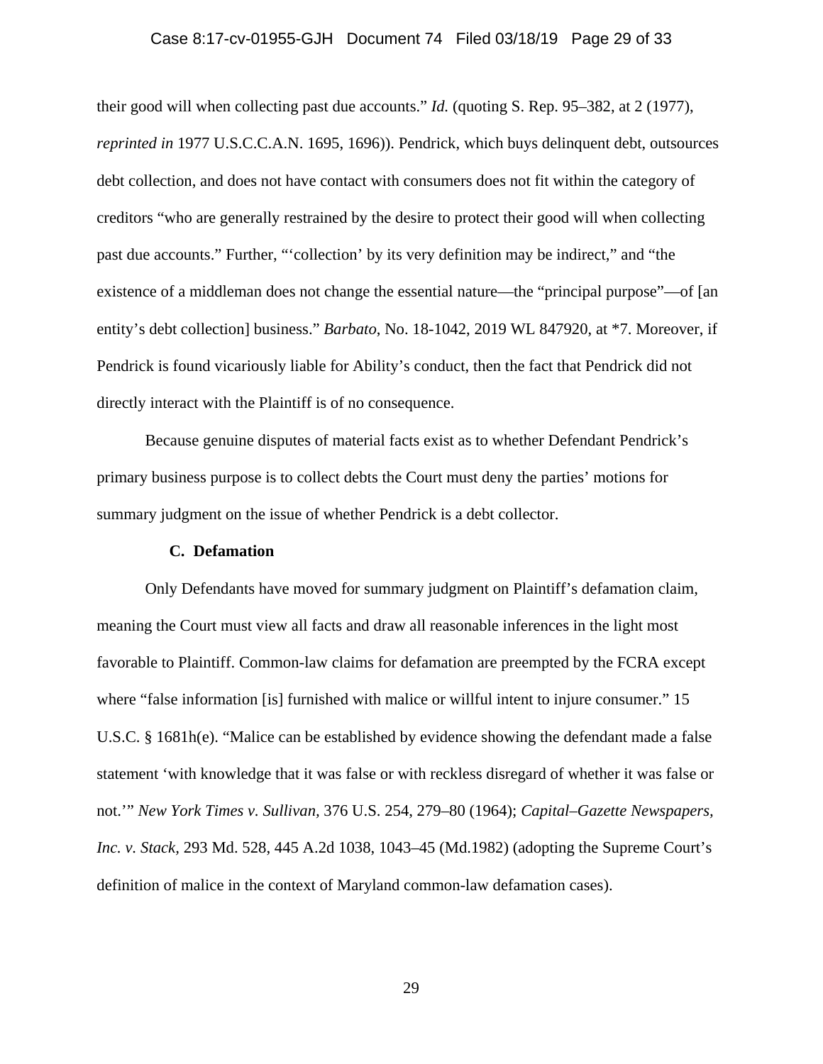their good will when collecting past due accounts." *Id.* (quoting S. Rep. 95–382, at 2 (1977), *reprinted in* 1977 U.S.C.C.A.N. 1695, 1696)). Pendrick, which buys delinquent debt, outsources debt collection, and does not have contact with consumers does not fit within the category of creditors "who are generally restrained by the desire to protect their good will when collecting past due accounts." Further, "'collection' by its very definition may be indirect," and "the existence of a middleman does not change the essential nature—the "principal purpose"—of [an entity's debt collection] business." *Barbato*, No. 18-1042, 2019 WL 847920, at *7. Moreover, if Pendrick is found vicariously liable for Ability's conduct, then the fact that Pendrick did not directly interact with the Plaintiff is of no consequence.

Because genuine disputes of material facts exist as to whether Defendant Pendrick's primary business purpose is to collect debts the Court must deny the parties' motions for summary judgment on the issue of whether Pendrick is a debt collector.

### C. Defamation

Only Defendants have moved for summary judgment on Plaintiff's defamation claim, meaning the Court must view all facts and draw all reasonable inferences in the light most favorable to Plaintiff. Common-law claims for defamation are preempted by the FCRA except where "false information [is] furnished with malice or willful intent to injure consumer." 15 U.S.C. § 1681h(e). "Malice can be established by evidence showing the defendant made a false statement 'with knowledge that it was false or with reckless disregard of whether it was false or not.'" *New York Times v. Sullivan*, 376 U.S. 254, 279–80 (1964); *Capital–Gazette Newspapers, Inc. v. Stack*, 293 Md. 528, 445 A.2d 1038, 1043–45 (Md.1982) (adopting the Supreme Court's definition of malice in the context of Maryland common-law defamation cases).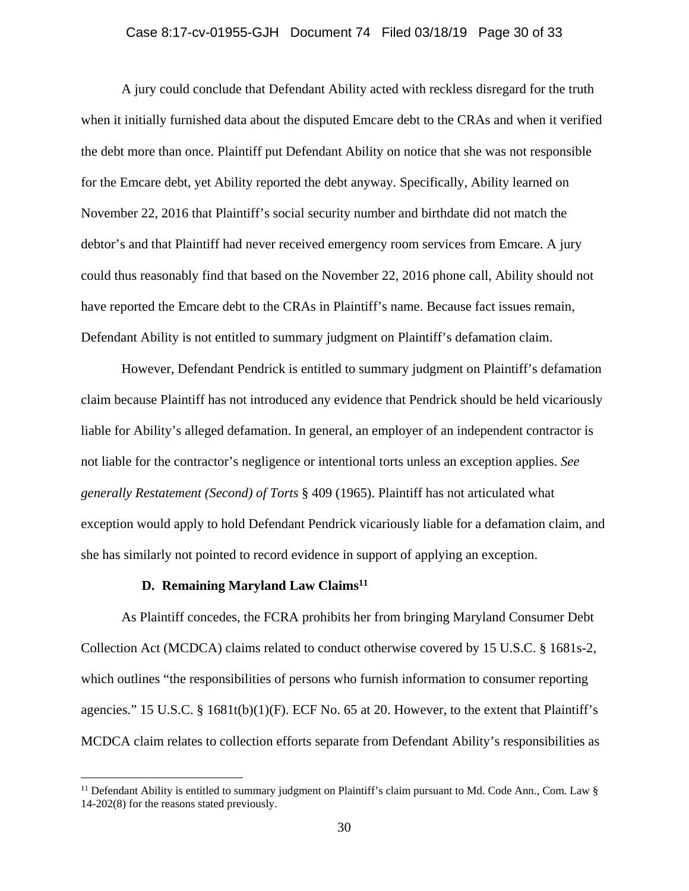A jury could conclude that Defendant Ability acted with reckless disregard for the truth when it initially furnished data about the disputed Emcare debt to the CRAs and when it verified the debt more than once. Plaintiff put Defendant Ability on notice that she was not responsible for the Emcare debt, yet Ability reported the debt anyway. Specifically, Ability learned on November 22, 2016 that Plaintiff's social security number and birthdate did not match the debtor's and that Plaintiff had never received emergency room services from Emcare. A jury could thus reasonably find that based on the November 22, 2016 phone call, Ability should not have reported the Emcare debt to the CRAs in Plaintiff's name. Because fact issues remain, Defendant Ability is not entitled to summary judgment on Plaintiff's defamation claim.

However, Defendant Pendrick is entitled to summary judgment on Plaintiff's defamation claim because Plaintiff has not introduced any evidence that Pendrick should be held vicariously liable for Ability's alleged defamation. In general, an employer of an independent contractor is not liable for the contractor's negligence or intentional torts unless an exception applies. *See generally Restatement (Second) of Torts* § 409 (1965). Plaintiff has not articulated what exception would apply to hold Defendant Pendrick vicariously liable for a defamation claim, and she has similarly not pointed to record evidence in support of applying an exception.

### D. Remaining Maryland Law Claims[11]

As Plaintiff concedes, the FCRA prohibits her from bringing Maryland Consumer Debt Collection Act (MCDCA) claims related to conduct otherwise covered by 15 U.S.C. § 1681s-2, which outlines "the responsibilities of persons who furnish information to consumer reporting agencies." 15 U.S.C. § 1681t(b)(1)(F). ECF No. 65 at 20. However, to the extent that Plaintiff's MCDCA claim relates to collection efforts separate from Defendant Ability's responsibilities as

[11] Defendant Ability is entitled to summary judgment on Plaintiff's claim pursuant to Md. Code Ann., Com. Law § 14-202(8) for the reasons stated previously.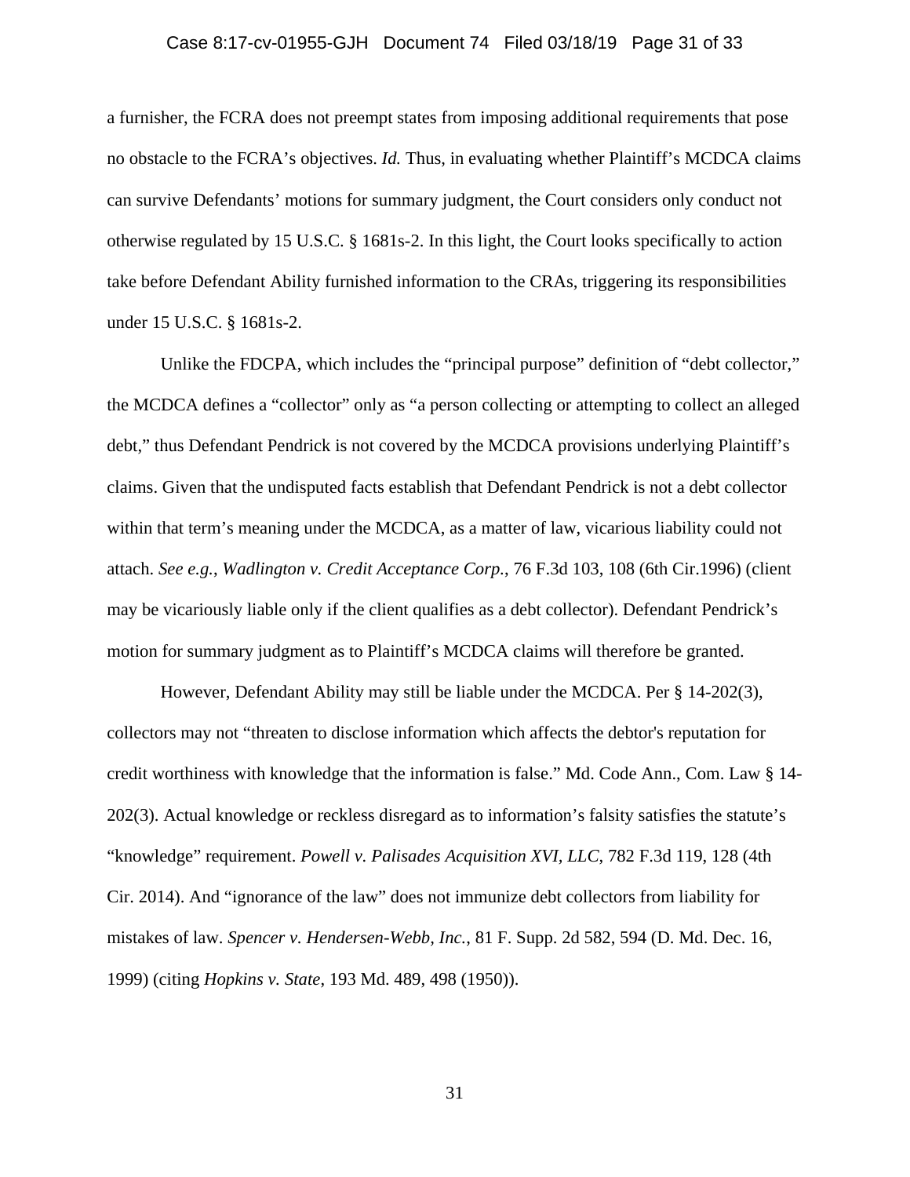a furnisher, the FCRA does not preempt states from imposing additional requirements that pose no obstacle to the FCRA's objectives. *Id.* Thus, in evaluating whether Plaintiff's MCDCA claims can survive Defendants' motions for summary judgment, the Court considers only conduct not otherwise regulated by 15 U.S.C. § 1681s-2. In this light, the Court looks specifically to action take before Defendant Ability furnished information to the CRAs, triggering its responsibilities under 15 U.S.C. § 1681s-2.

Unlike the FDCPA, which includes the "principal purpose" definition of "debt collector," the MCDCA defines a "collector" only as "a person collecting or attempting to collect an alleged debt," thus Defendant Pendrick is not covered by the MCDCA provisions underlying Plaintiff's claims. Given that the undisputed facts establish that Defendant Pendrick is not a debt collector within that term's meaning under the MCDCA, as a matter of law, vicarious liability could not attach. *See e.g.*, *Wadlington v. Credit Acceptance Corp.*, 76 F.3d 103, 108 (6th Cir.1996) (client may be vicariously liable only if the client qualifies as a debt collector). Defendant Pendrick's motion for summary judgment as to Plaintiff's MCDCA claims will therefore be granted.

However, Defendant Ability may still be liable under the MCDCA. Per § 14-202(3), collectors may not "threaten to disclose information which affects the debtor's reputation for credit worthiness with knowledge that the information is false." Md. Code Ann., Com. Law § 14-202(3). Actual knowledge or reckless disregard as to information's falsity satisfies the statute's "knowledge" requirement. *Powell v. Palisades Acquisition XVI, LLC*, 782 F.3d 119, 128 (4th Cir. 2014). And "ignorance of the law" does not immunize debt collectors from liability for mistakes of law. *Spencer v. Hendersen-Webb, Inc.*, 81 F. Supp. 2d 582, 594 (D. Md. Dec. 16, 1999) (citing *Hopkins v. State*, 193 Md. 489, 498 (1950)).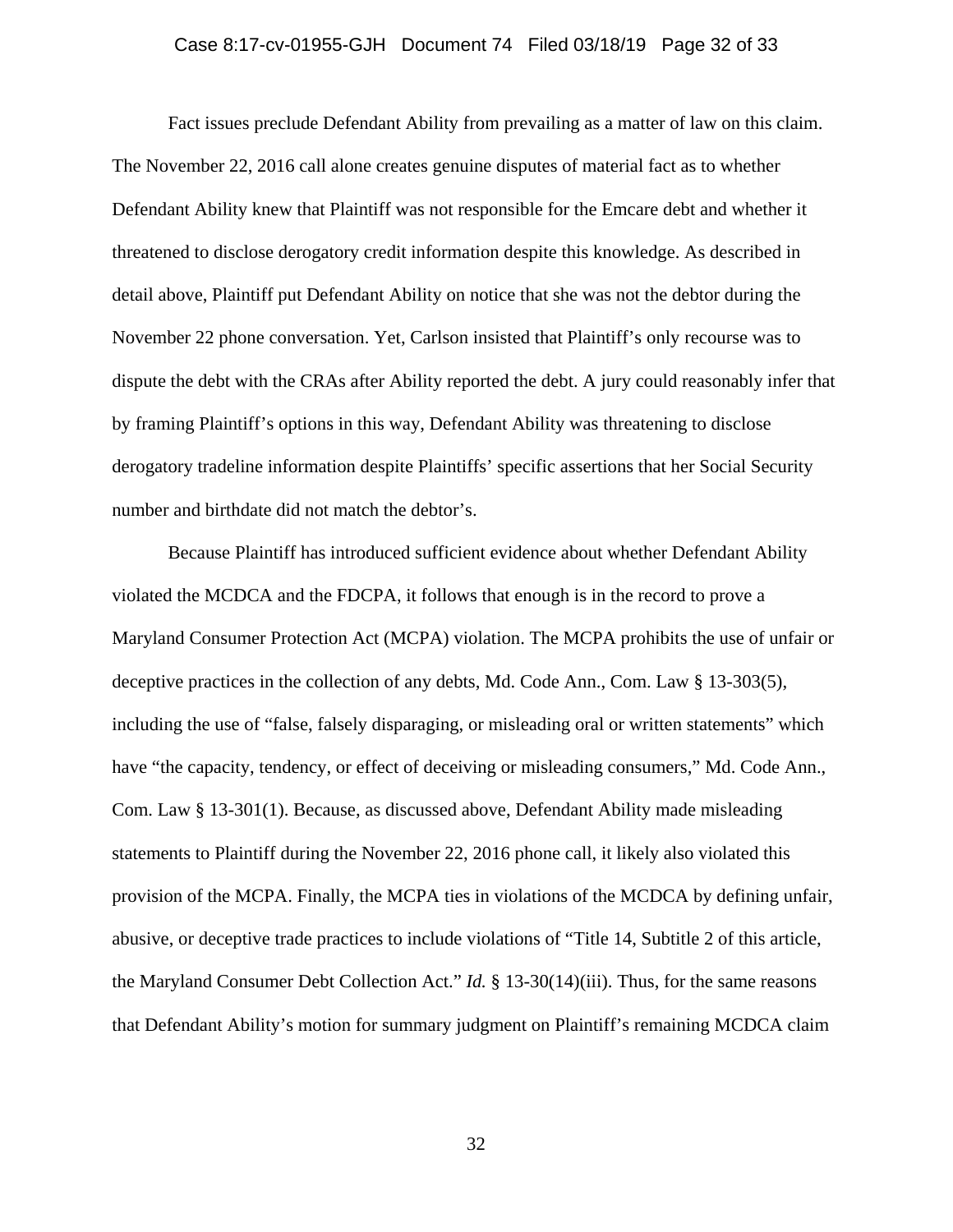Fact issues preclude Defendant Ability from prevailing as a matter of law on this claim. The November 22, 2016 call alone creates genuine disputes of material fact as to whether Defendant Ability knew that Plaintiff was not responsible for the Emcare debt and whether it threatened to disclose derogatory credit information despite this knowledge. As described in detail above, Plaintiff put Defendant Ability on notice that she was not the debtor during the November 22 phone conversation. Yet, Carlson insisted that Plaintiff's only recourse was to dispute the debt with the CRAs after Ability reported the debt. A jury could reasonably infer that by framing Plaintiff's options in this way, Defendant Ability was threatening to disclose derogatory tradeline information despite Plaintiffs' specific assertions that her Social Security number and birthdate did not match the debtor's.

Because Plaintiff has introduced sufficient evidence about whether Defendant Ability violated the MCDCA and the FDCPA, it follows that enough is in the record to prove a Maryland Consumer Protection Act (MCPA) violation. The MCPA prohibits the use of unfair or deceptive practices in the collection of any debts, Md. Code Ann., Com. Law § 13-303(5), including the use of "false, falsely disparaging, or misleading oral or written statements" which have "the capacity, tendency, or effect of deceiving or misleading consumers," Md. Code Ann., Com. Law § 13-301(1). Because, as discussed above, Defendant Ability made misleading statements to Plaintiff during the November 22, 2016 phone call, it likely also violated this provision of the MCPA. Finally, the MCPA ties in violations of the MCDCA by defining unfair, abusive, or deceptive trade practices to include violations of "Title 14, Subtitle 2 of this article, the Maryland Consumer Debt Collection Act." *Id.* § 13-30(14)(iii). Thus, for the same reasons that Defendant Ability's motion for summary judgment on Plaintiff's remaining MCDCA claim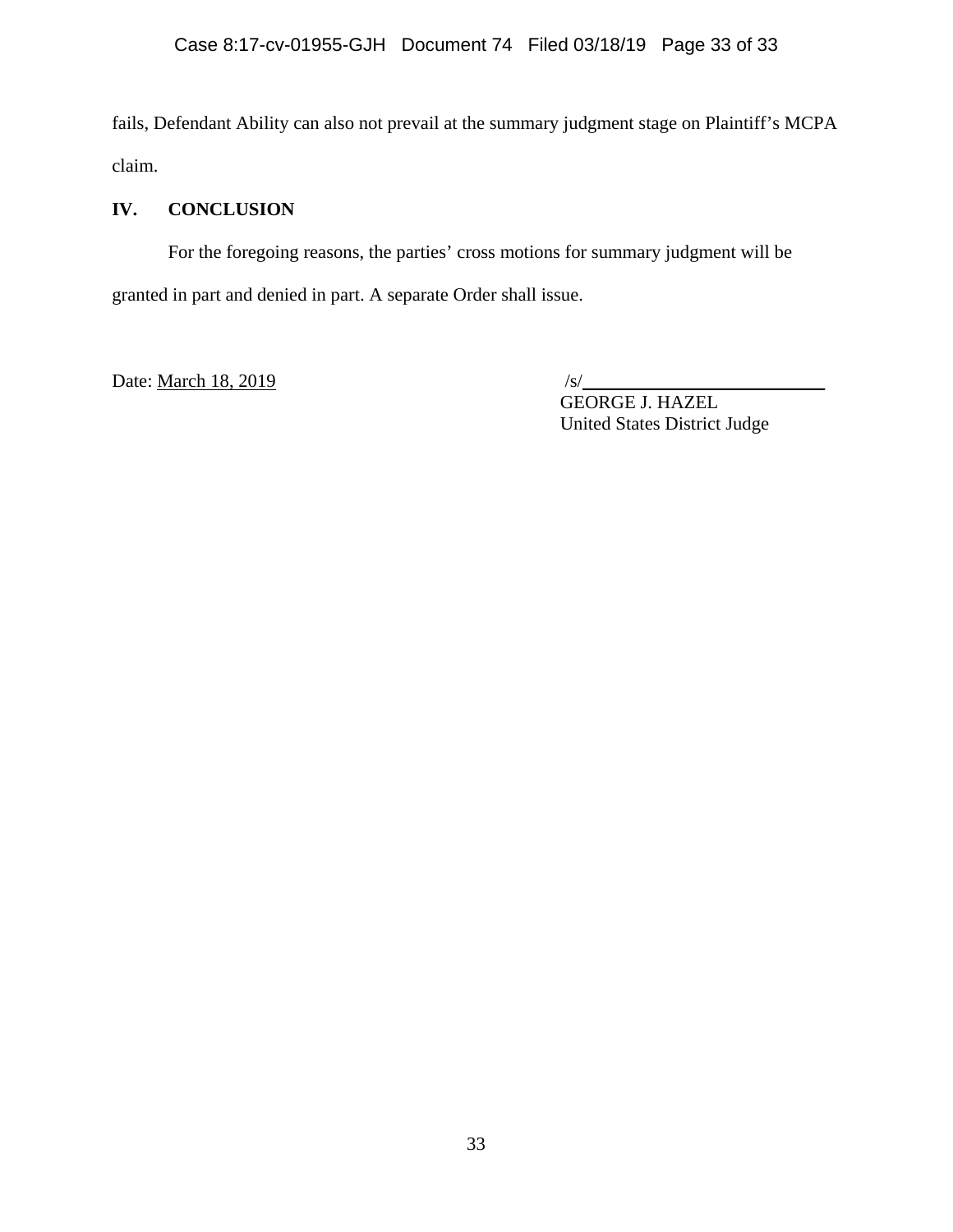fails, Defendant Ability can also not prevail at the summary judgment stage on Plaintiff's MCPA claim.

## IV. CONCLUSION

For the foregoing reasons, the parties' cross motions for summary judgment will be granted in part and denied in part. A separate Order shall issue.

Date: March 18, 2019

/s/

GEORGE J. HAZEL
United States District Judge